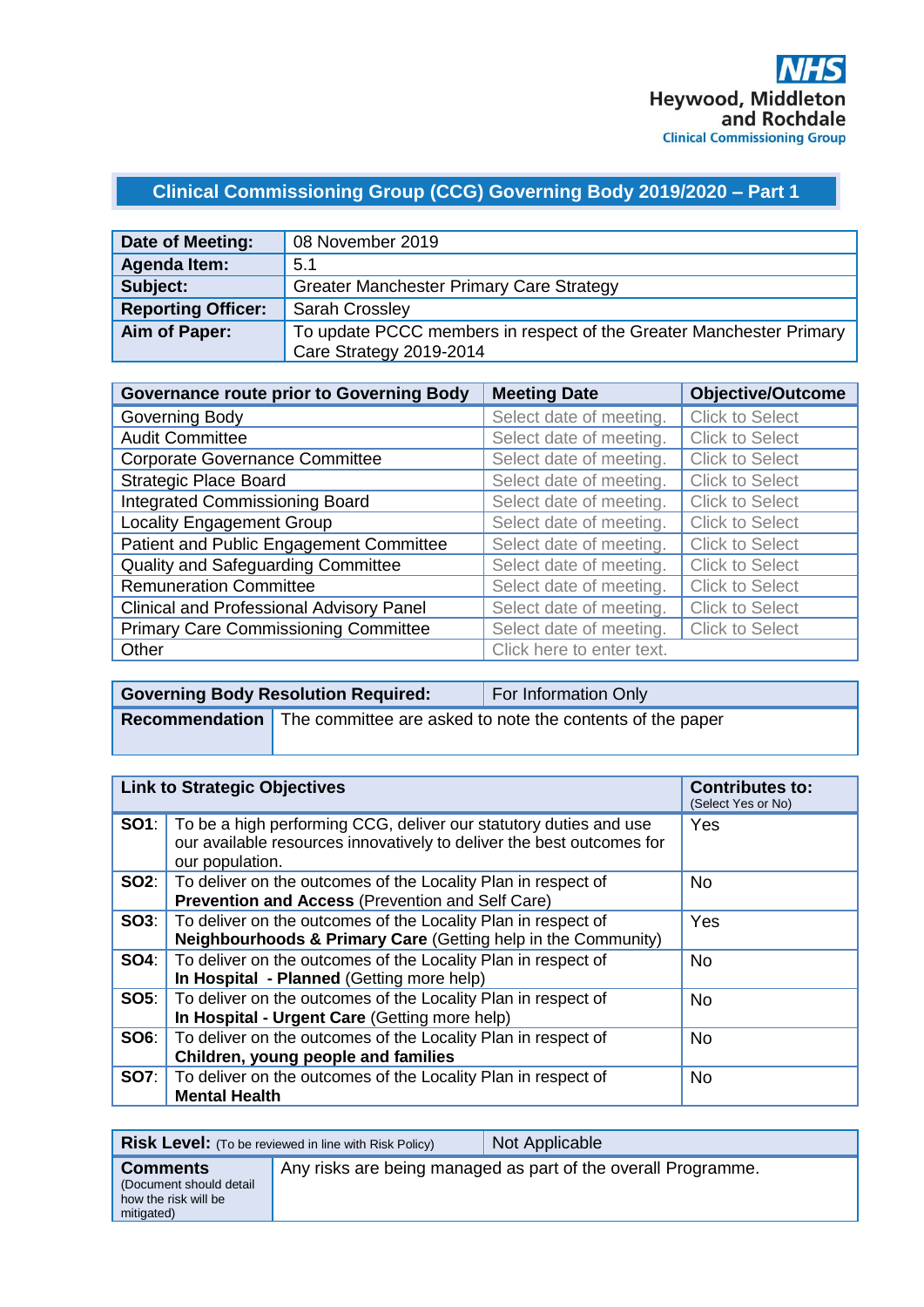NHS
Heywood, Middleton and Rochdale
Clinical Commissioning Group

# Clinical Commissioning Group (CCG) Governing Body 2019/2020 – Part 1

| | |
|---|---|
| **Date of Meeting:** | 08 November 2019 |
| **Agenda Item:** | 5.1 |
| **Subject:** | Greater Manchester Primary Care Strategy |
| **Reporting Officer:** | Sarah Crossley |
| **Aim of Paper:** | To update PCCC members in respect of the Greater Manchester Primary Care Strategy 2019-2014 |

| Governance route prior to Governing Body | Meeting Date | Objective/Outcome |
|---|---|---|
| Governing Body | Select date of meeting. | Click to Select |
| Audit Committee | Select date of meeting. | Click to Select |
| Corporate Governance Committee | Select date of meeting. | Click to Select |
| Strategic Place Board | Select date of meeting. | Click to Select |
| Integrated Commissioning Board | Select date of meeting. | Click to Select |
| Locality Engagement Group | Select date of meeting. | Click to Select |
| Patient and Public Engagement Committee | Select date of meeting. | Click to Select |
| Quality and Safeguarding Committee | Select date of meeting. | Click to Select |
| Remuneration Committee | Select date of meeting. | Click to Select |
| Clinical and Professional Advisory Panel | Select date of meeting. | Click to Select |
| Primary Care Commissioning Committee | Select date of meeting. | Click to Select |
| Other | Click here to enter text. | |

| | |
|---|---|
| **Governing Body Resolution Required:** | For Information Only |
| **Recommendation** | The committee are asked to note the contents of the paper |

| Link to Strategic Objectives | | Contributes to: (Select Yes or No) |
|---|---|---|
| **SO1**: | To be a high performing CCG, deliver our statutory duties and use our available resources innovatively to deliver the best outcomes for our population. | Yes |
| **SO2**: | To deliver on the outcomes of the Locality Plan in respect of **Prevention and Access** (Prevention and Self Care) | No |
| **SO3**: | To deliver on the outcomes of the Locality Plan in respect of **Neighbourhoods & Primary Care** (Getting help in the Community) | Yes |
| **SO4**: | To deliver on the outcomes of the Locality Plan in respect of **In Hospital - Planned** (Getting more help) | No |
| **SO5**: | To deliver on the outcomes of the Locality Plan in respect of **In Hospital - Urgent Care** (Getting more help) | No |
| **SO6**: | To deliver on the outcomes of the Locality Plan in respect of **Children, young people and families** | No |
| **SO7**: | To deliver on the outcomes of the Locality Plan in respect of **Mental Health** | No |

| | |
|---|---|
| **Risk Level:** (To be reviewed in line with Risk Policy) | Not Applicable |
| **Comments** (Document should detail how the risk will be mitigated) | Any risks are being managed as part of the overall Programme. |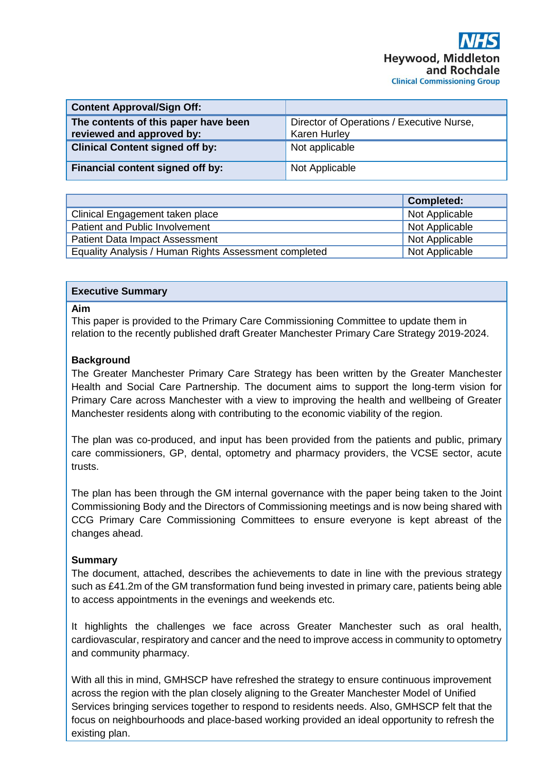**NHS Heywood, Middleton and Rochdale Clinical Commissioning Group**

| **Content Approval/Sign Off:** | |
|---|---|
| **The contents of this paper have been reviewed and approved by:** | Director of Operations / Executive Nurse, Karen Hurley |
| **Clinical Content signed off by:** | Not applicable |
| **Financial content signed off by:** | Not Applicable |

| | **Completed:** |
|---|---|
| Clinical Engagement taken place | Not Applicable |
| Patient and Public Involvement | Not Applicable |
| Patient Data Impact Assessment | Not Applicable |
| Equality Analysis / Human Rights Assessment completed | Not Applicable |

## Executive Summary

**Aim**

This paper is provided to the Primary Care Commissioning Committee to update them in relation to the recently published draft Greater Manchester Primary Care Strategy 2019-2024.

**Background**

The Greater Manchester Primary Care Strategy has been written by the Greater Manchester Health and Social Care Partnership. The document aims to support the long-term vision for Primary Care across Manchester with a view to improving the health and wellbeing of Greater Manchester residents along with contributing to the economic viability of the region.

The plan was co-produced, and input has been provided from the patients and public, primary care commissioners, GP, dental, optometry and pharmacy providers, the VCSE sector, acute trusts.

The plan has been through the GM internal governance with the paper being taken to the Joint Commissioning Body and the Directors of Commissioning meetings and is now being shared with CCG Primary Care Commissioning Committees to ensure everyone is kept abreast of the changes ahead.

**Summary**

The document, attached, describes the achievements to date in line with the previous strategy such as £41.2m of the GM transformation fund being invested in primary care, patients being able to access appointments in the evenings and weekends etc.

It highlights the challenges we face across Greater Manchester such as oral health, cardiovascular, respiratory and cancer and the need to improve access in community to optometry and community pharmacy.

With all this in mind, GMHSCP have refreshed the strategy to ensure continuous improvement across the region with the plan closely aligning to the Greater Manchester Model of Unified Services bringing services together to respond to residents needs. Also, GMHSCP felt that the focus on neighbourhoods and place-based working provided an ideal opportunity to refresh the existing plan.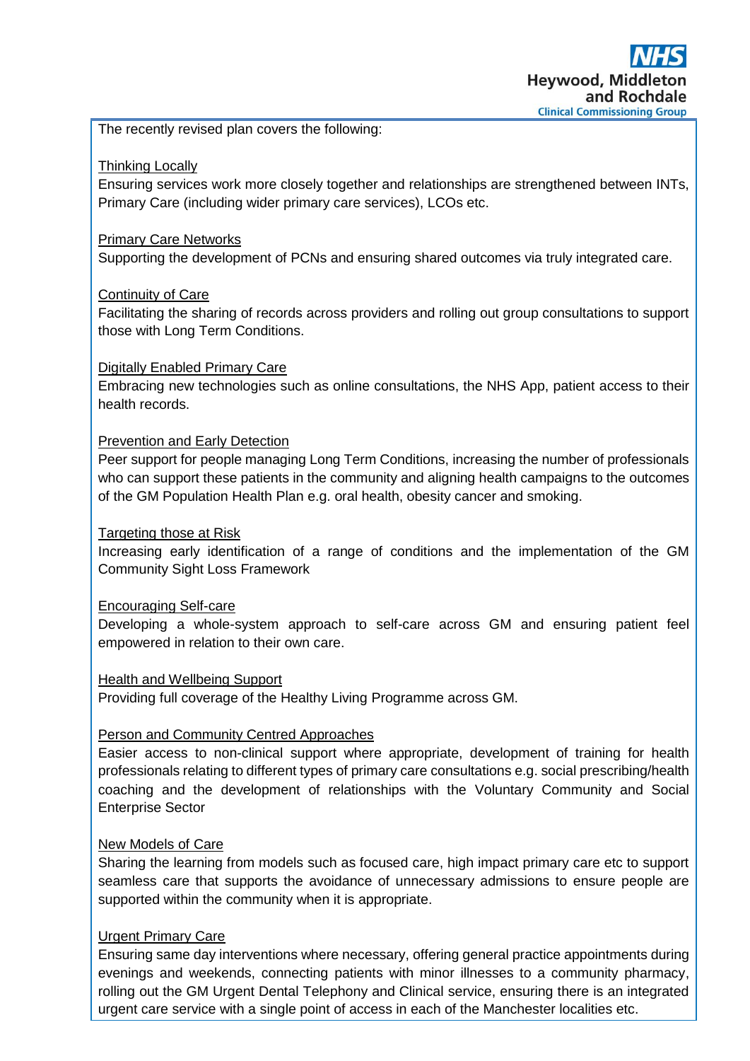The recently revised plan covers the following:

Thinking Locally
Ensuring services work more closely together and relationships are strengthened between INTs, Primary Care (including wider primary care services), LCOs etc.

Primary Care Networks
Supporting the development of PCNs and ensuring shared outcomes via truly integrated care.

Continuity of Care
Facilitating the sharing of records across providers and rolling out group consultations to support those with Long Term Conditions.

Digitally Enabled Primary Care
Embracing new technologies such as online consultations, the NHS App, patient access to their health records.

Prevention and Early Detection
Peer support for people managing Long Term Conditions, increasing the number of professionals who can support these patients in the community and aligning health campaigns to the outcomes of the GM Population Health Plan e.g. oral health, obesity cancer and smoking.

Targeting those at Risk
Increasing early identification of a range of conditions and the implementation of the GM Community Sight Loss Framework

Encouraging Self-care
Developing a whole-system approach to self-care across GM and ensuring patient feel empowered in relation to their own care.

Health and Wellbeing Support
Providing full coverage of the Healthy Living Programme across GM.

Person and Community Centred Approaches
Easier access to non-clinical support where appropriate, development of training for health professionals relating to different types of primary care consultations e.g. social prescribing/health coaching and the development of relationships with the Voluntary Community and Social Enterprise Sector

New Models of Care
Sharing the learning from models such as focused care, high impact primary care etc to support seamless care that supports the avoidance of unnecessary admissions to ensure people are supported within the community when it is appropriate.

Urgent Primary Care
Ensuring same day interventions where necessary, offering general practice appointments during evenings and weekends, connecting patients with minor illnesses to a community pharmacy, rolling out the GM Urgent Dental Telephony and Clinical service, ensuring there is an integrated urgent care service with a single point of access in each of the Manchester localities etc.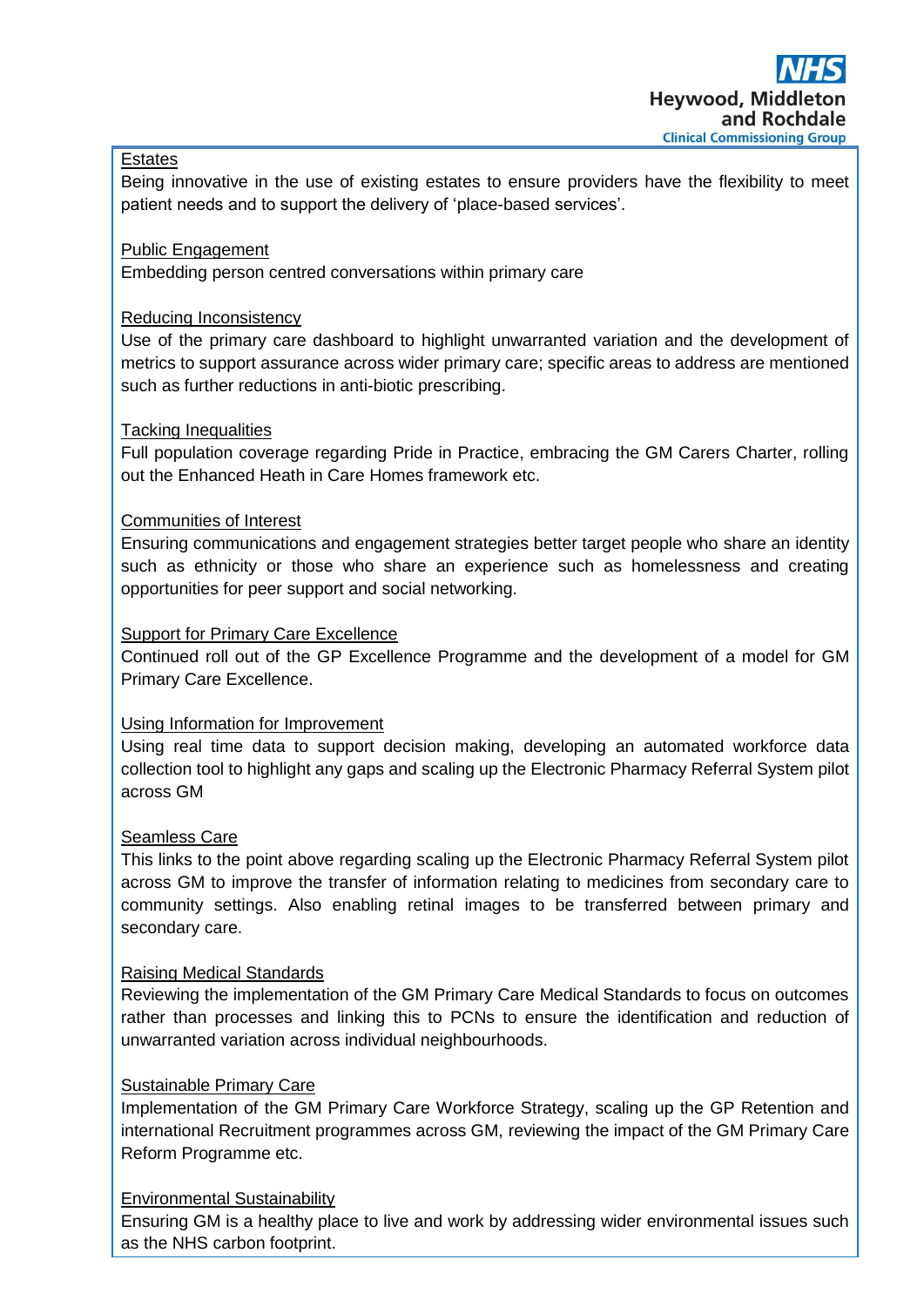Estates

Being innovative in the use of existing estates to ensure providers have the flexibility to meet patient needs and to support the delivery of 'place-based services'.

Public Engagement

Embedding person centred conversations within primary care

Reducing Inconsistency

Use of the primary care dashboard to highlight unwarranted variation and the development of metrics to support assurance across wider primary care; specific areas to address are mentioned such as further reductions in anti-biotic prescribing.

Tacking Inequalities

Full population coverage regarding Pride in Practice, embracing the GM Carers Charter, rolling out the Enhanced Heath in Care Homes framework etc.

Communities of Interest

Ensuring communications and engagement strategies better target people who share an identity such as ethnicity or those who share an experience such as homelessness and creating opportunities for peer support and social networking.

Support for Primary Care Excellence

Continued roll out of the GP Excellence Programme and the development of a model for GM Primary Care Excellence.

Using Information for Improvement

Using real time data to support decision making, developing an automated workforce data collection tool to highlight any gaps and scaling up the Electronic Pharmacy Referral System pilot across GM

Seamless Care

This links to the point above regarding scaling up the Electronic Pharmacy Referral System pilot across GM to improve the transfer of information relating to medicines from secondary care to community settings. Also enabling retinal images to be transferred between primary and secondary care.

Raising Medical Standards

Reviewing the implementation of the GM Primary Care Medical Standards to focus on outcomes rather than processes and linking this to PCNs to ensure the identification and reduction of unwarranted variation across individual neighbourhoods.

Sustainable Primary Care

Implementation of the GM Primary Care Workforce Strategy, scaling up the GP Retention and international Recruitment programmes across GM, reviewing the impact of the GM Primary Care Reform Programme etc.

Environmental Sustainability

Ensuring GM is a healthy place to live and work by addressing wider environmental issues such as the NHS carbon footprint.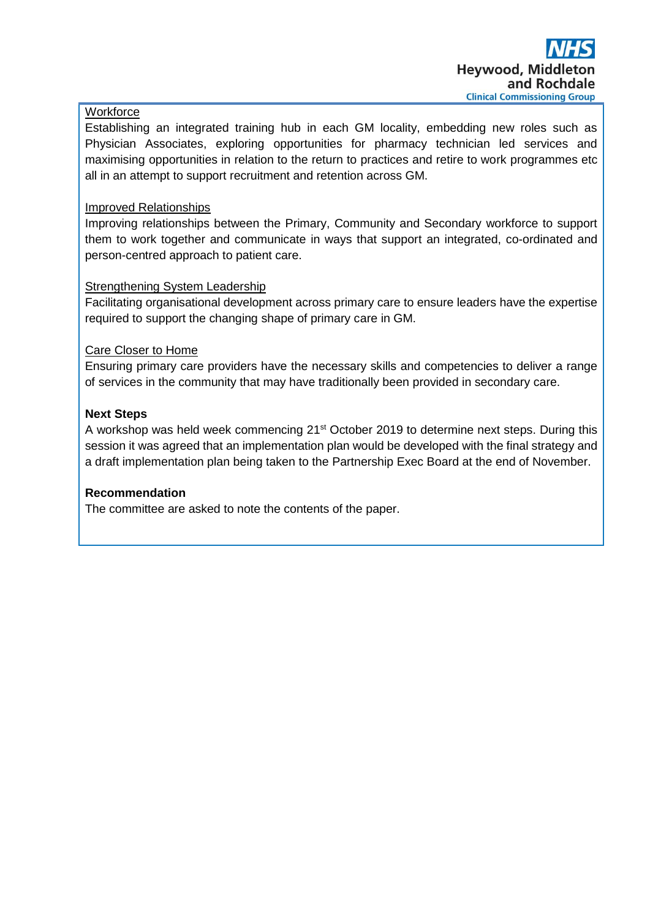Workforce

Establishing an integrated training hub in each GM locality, embedding new roles such as Physician Associates, exploring opportunities for pharmacy technician led services and maximising opportunities in relation to the return to practices and retire to work programmes etc all in an attempt to support recruitment and retention across GM.

Improved Relationships

Improving relationships between the Primary, Community and Secondary workforce to support them to work together and communicate in ways that support an integrated, co-ordinated and person-centred approach to patient care.

Strengthening System Leadership

Facilitating organisational development across primary care to ensure leaders have the expertise required to support the changing shape of primary care in GM.

Care Closer to Home

Ensuring primary care providers have the necessary skills and competencies to deliver a range of services in the community that may have traditionally been provided in secondary care.

**Next Steps**

A workshop was held week commencing 21st October 2019 to determine next steps. During this session it was agreed that an implementation plan would be developed with the final strategy and a draft implementation plan being taken to the Partnership Exec Board at the end of November.

**Recommendation**

The committee are asked to note the contents of the paper.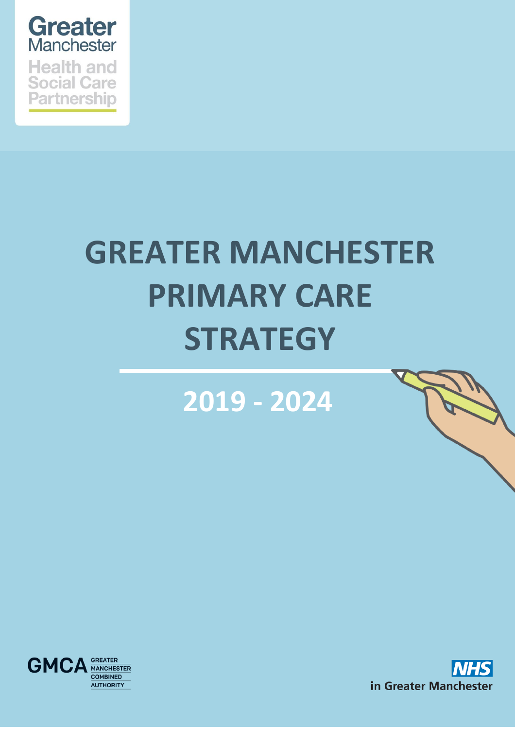Greater Manchester Health and Social Care Partnership

# GREATER MANCHESTER PRIMARY CARE STRATEGY

## 2019 - 2024

GMCA GREATER MANCHESTER COMBINED AUTHORITY

NHS in Greater Manchester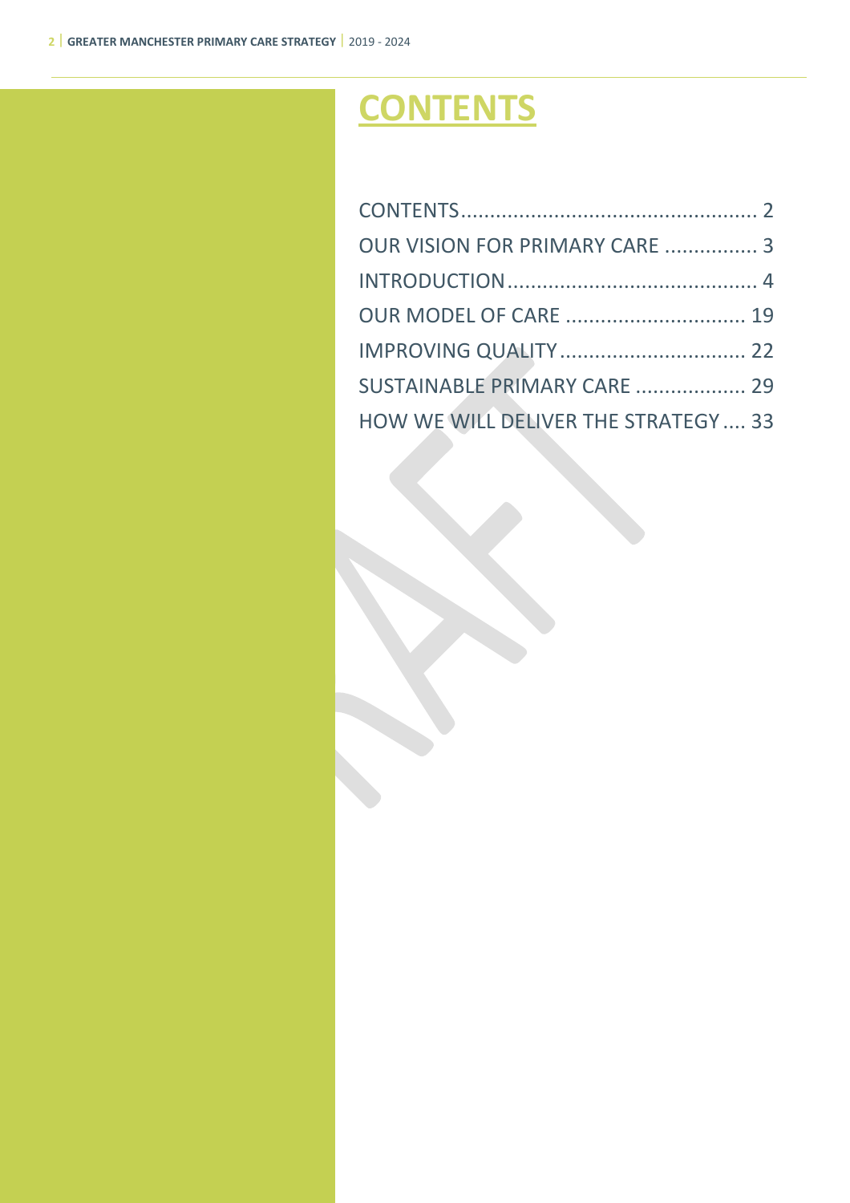# CONTENTS

CONTENTS .................................................. 2
OUR VISION FOR PRIMARY CARE ................ 3
INTRODUCTION .......................................... 4
OUR MODEL OF CARE .............................. 19
IMPROVING QUALITY ............................... 22
SUSTAINABLE PRIMARY CARE ................... 29
HOW WE WILL DELIVER THE STRATEGY .... 33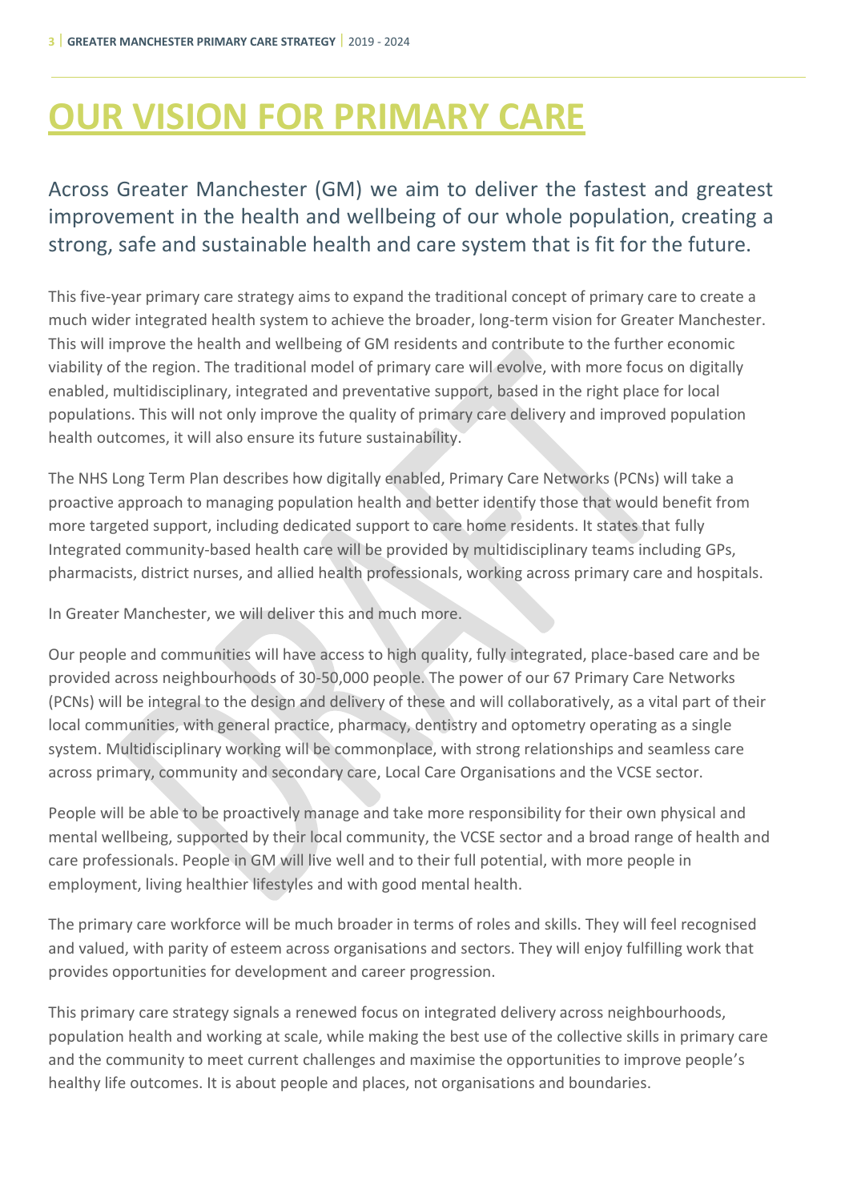# OUR VISION FOR PRIMARY CARE

Across Greater Manchester (GM) we aim to deliver the fastest and greatest improvement in the health and wellbeing of our whole population, creating a strong, safe and sustainable health and care system that is fit for the future.

This five-year primary care strategy aims to expand the traditional concept of primary care to create a much wider integrated health system to achieve the broader, long-term vision for Greater Manchester. This will improve the health and wellbeing of GM residents and contribute to the further economic viability of the region. The traditional model of primary care will evolve, with more focus on digitally enabled, multidisciplinary, integrated and preventative support, based in the right place for local populations. This will not only improve the quality of primary care delivery and improved population health outcomes, it will also ensure its future sustainability.

The NHS Long Term Plan describes how digitally enabled, Primary Care Networks (PCNs) will take a proactive approach to managing population health and better identify those that would benefit from more targeted support, including dedicated support to care home residents. It states that fully Integrated community-based health care will be provided by multidisciplinary teams including GPs, pharmacists, district nurses, and allied health professionals, working across primary care and hospitals.

In Greater Manchester, we will deliver this and much more.

Our people and communities will have access to high quality, fully integrated, place-based care and be provided across neighbourhoods of 30-50,000 people. The power of our 67 Primary Care Networks (PCNs) will be integral to the design and delivery of these and will collaboratively, as a vital part of their local communities, with general practice, pharmacy, dentistry and optometry operating as a single system. Multidisciplinary working will be commonplace, with strong relationships and seamless care across primary, community and secondary care, Local Care Organisations and the VCSE sector.

People will be able to be proactively manage and take more responsibility for their own physical and mental wellbeing, supported by their local community, the VCSE sector and a broad range of health and care professionals. People in GM will live well and to their full potential, with more people in employment, living healthier lifestyles and with good mental health.

The primary care workforce will be much broader in terms of roles and skills. They will feel recognised and valued, with parity of esteem across organisations and sectors. They will enjoy fulfilling work that provides opportunities for development and career progression.

This primary care strategy signals a renewed focus on integrated delivery across neighbourhoods, population health and working at scale, while making the best use of the collective skills in primary care and the community to meet current challenges and maximise the opportunities to improve people's healthy life outcomes. It is about people and places, not organisations and boundaries.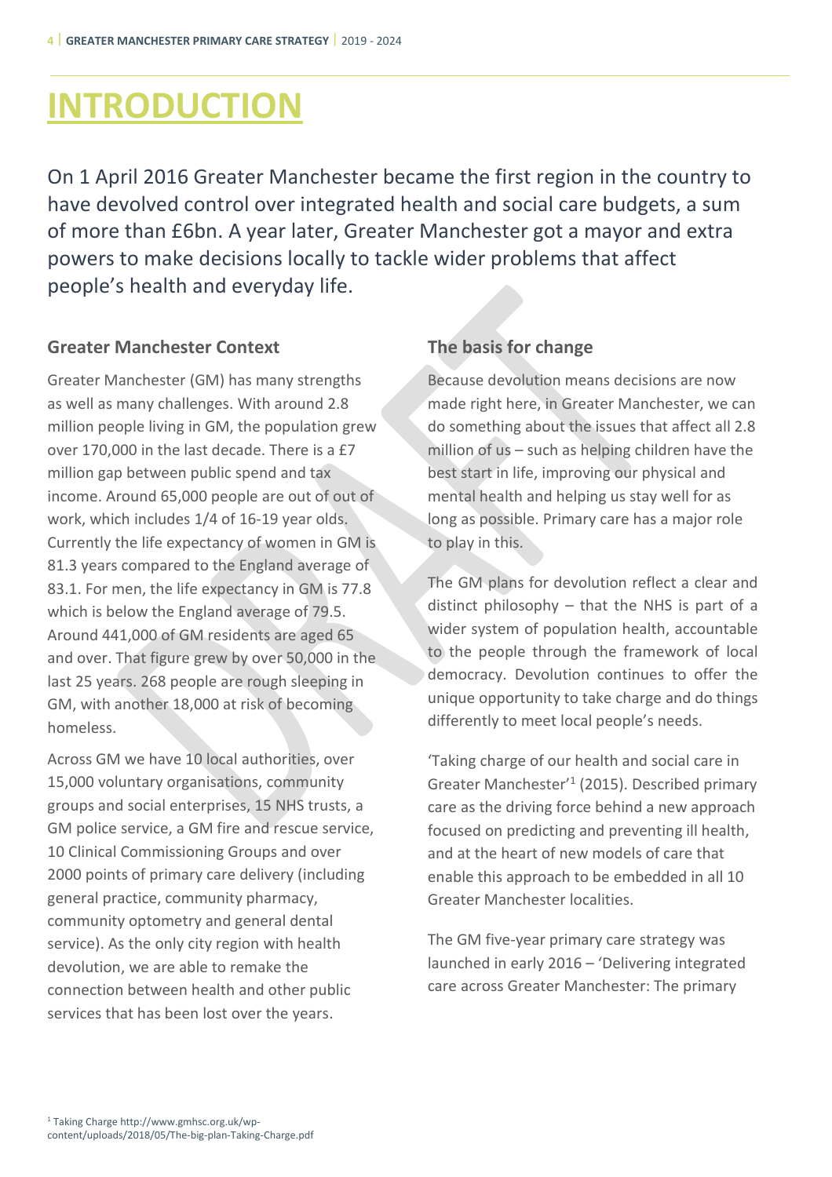# INTRODUCTION

On 1 April 2016 Greater Manchester became the first region in the country to have devolved control over integrated health and social care budgets, a sum of more than £6bn. A year later, Greater Manchester got a mayor and extra powers to make decisions locally to tackle wider problems that affect people's health and everyday life.

### Greater Manchester Context

Greater Manchester (GM) has many strengths as well as many challenges. With around 2.8 million people living in GM, the population grew over 170,000 in the last decade. There is a £7 million gap between public spend and tax income. Around 65,000 people are out of out of work, which includes 1/4 of 16-19 year olds. Currently the life expectancy of women in GM is 81.3 years compared to the England average of 83.1. For men, the life expectancy in GM is 77.8 which is below the England average of 79.5. Around 441,000 of GM residents are aged 65 and over. That figure grew by over 50,000 in the last 25 years. 268 people are rough sleeping in GM, with another 18,000 at risk of becoming homeless.

Across GM we have 10 local authorities, over 15,000 voluntary organisations, community groups and social enterprises, 15 NHS trusts, a GM police service, a GM fire and rescue service, 10 Clinical Commissioning Groups and over 2000 points of primary care delivery (including general practice, community pharmacy, community optometry and general dental service). As the only city region with health devolution, we are able to remake the connection between health and other public services that has been lost over the years.

### The basis for change

Because devolution means decisions are now made right here, in Greater Manchester, we can do something about the issues that affect all 2.8 million of us – such as helping children have the best start in life, improving our physical and mental health and helping us stay well for as long as possible. Primary care has a major role to play in this.

The GM plans for devolution reflect a clear and distinct philosophy – that the NHS is part of a wider system of population health, accountable to the people through the framework of local democracy. Devolution continues to offer the unique opportunity to take charge and do things differently to meet local people's needs.

'Taking charge of our health and social care in Greater Manchester'[1] (2015). Described primary care as the driving force behind a new approach focused on predicting and preventing ill health, and at the heart of new models of care that enable this approach to be embedded in all 10 Greater Manchester localities.

The GM five-year primary care strategy was launched in early 2016 – 'Delivering integrated care across Greater Manchester: The primary

[1] Taking Charge http://www.gmhsc.org.uk/wp-content/uploads/2018/05/The-big-plan-Taking-Charge.pdf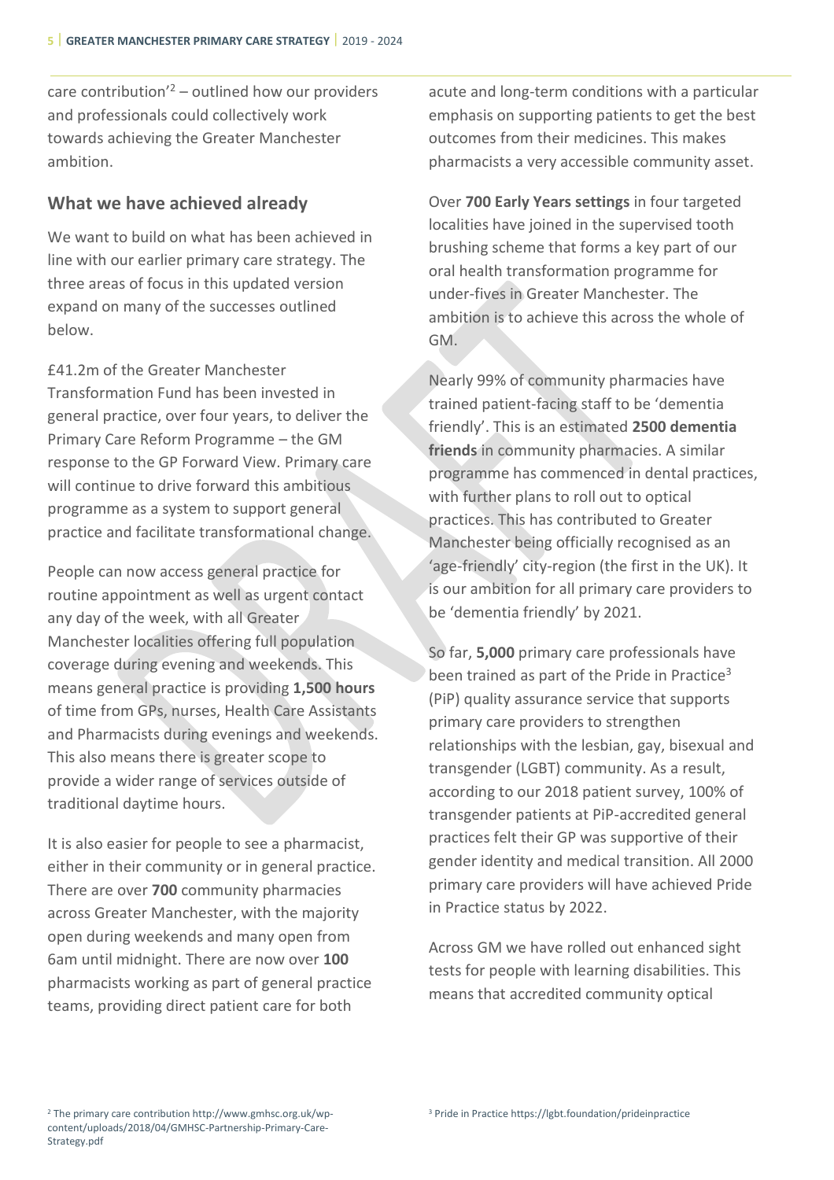care contribution'[2] – outlined how our providers and professionals could collectively work towards achieving the Greater Manchester ambition.

## What we have achieved already

We want to build on what has been achieved in line with our earlier primary care strategy. The three areas of focus in this updated version expand on many of the successes outlined below.

£41.2m of the Greater Manchester Transformation Fund has been invested in general practice, over four years, to deliver the Primary Care Reform Programme – the GM response to the GP Forward View. Primary care will continue to drive forward this ambitious programme as a system to support general practice and facilitate transformational change.

People can now access general practice for routine appointment as well as urgent contact any day of the week, with all Greater Manchester localities offering full population coverage during evening and weekends. This means general practice is providing **1,500 hours** of time from GPs, nurses, Health Care Assistants and Pharmacists during evenings and weekends. This also means there is greater scope to provide a wider range of services outside of traditional daytime hours.

It is also easier for people to see a pharmacist, either in their community or in general practice. There are over **700** community pharmacies across Greater Manchester, with the majority open during weekends and many open from 6am until midnight. There are now over **100** pharmacists working as part of general practice teams, providing direct patient care for both acute and long-term conditions with a particular emphasis on supporting patients to get the best outcomes from their medicines. This makes pharmacists a very accessible community asset.

Over **700 Early Years settings** in four targeted localities have joined in the supervised tooth brushing scheme that forms a key part of our oral health transformation programme for under-fives in Greater Manchester. The ambition is to achieve this across the whole of GM.

Nearly 99% of community pharmacies have trained patient-facing staff to be 'dementia friendly'. This is an estimated **2500 dementia friends** in community pharmacies. A similar programme has commenced in dental practices, with further plans to roll out to optical practices. This has contributed to Greater Manchester being officially recognised as an 'age-friendly' city-region (the first in the UK). It is our ambition for all primary care providers to be 'dementia friendly' by 2021.

So far, **5,000** primary care professionals have been trained as part of the Pride in Practice[3] (PiP) quality assurance service that supports primary care providers to strengthen relationships with the lesbian, gay, bisexual and transgender (LGBT) community. As a result, according to our 2018 patient survey, 100% of transgender patients at PiP-accredited general practices felt their GP was supportive of their gender identity and medical transition. All 2000 primary care providers will have achieved Pride in Practice status by 2022.

Across GM we have rolled out enhanced sight tests for people with learning disabilities. This means that accredited community optical

[2] The primary care contribution http://www.gmhsc.org.uk/wp-content/uploads/2018/04/GMHSC-Partnership-Primary-Care-Strategy.pdf

[3] Pride in Practice https://lgbt.foundation/prideinpractice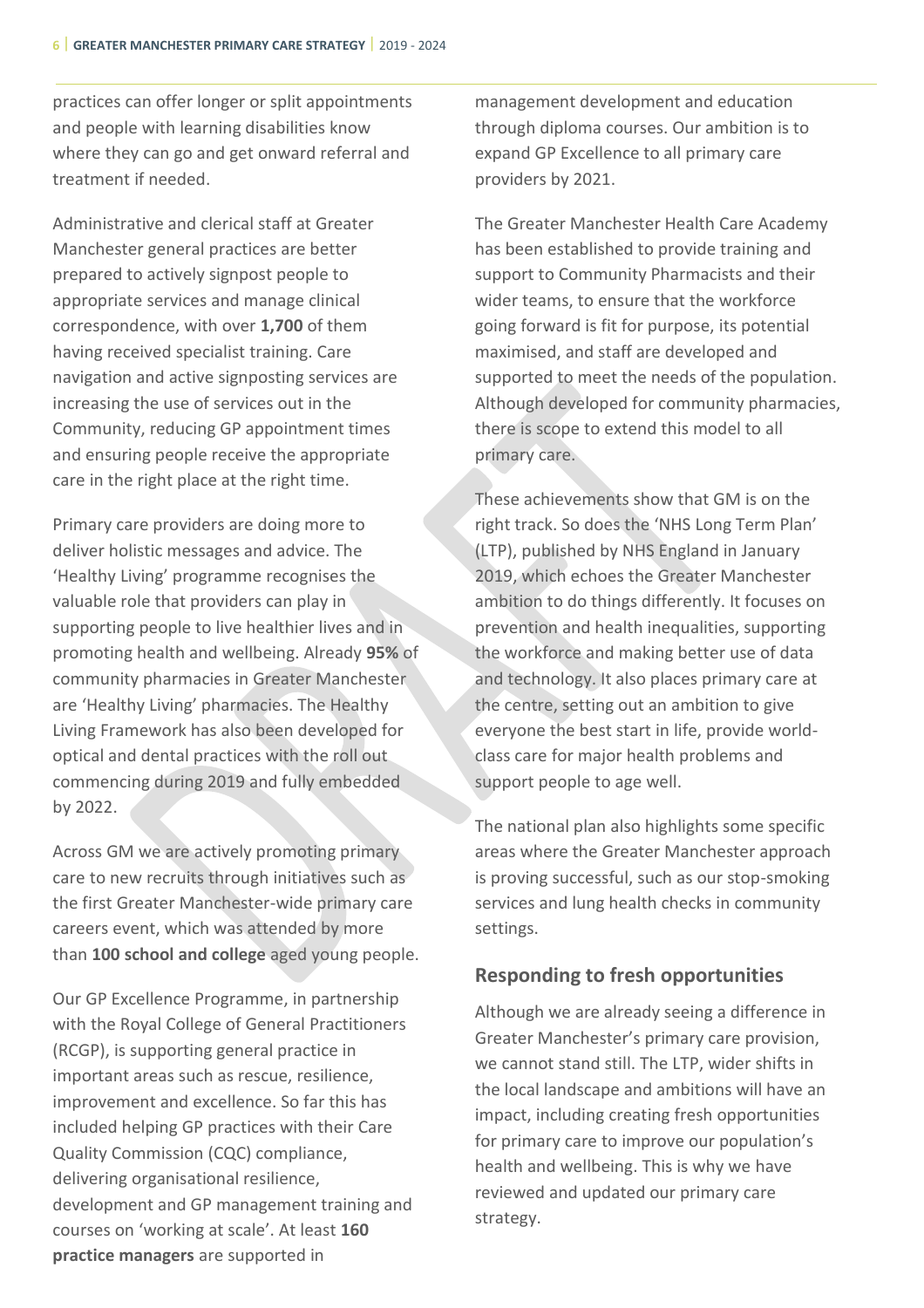practices can offer longer or split appointments and people with learning disabilities know where they can go and get onward referral and treatment if needed.

Administrative and clerical staff at Greater Manchester general practices are better prepared to actively signpost people to appropriate services and manage clinical correspondence, with over **1,700** of them having received specialist training. Care navigation and active signposting services are increasing the use of services out in the Community, reducing GP appointment times and ensuring people receive the appropriate care in the right place at the right time.

Primary care providers are doing more to deliver holistic messages and advice. The 'Healthy Living' programme recognises the valuable role that providers can play in supporting people to live healthier lives and in promoting health and wellbeing. Already **95%** of community pharmacies in Greater Manchester are 'Healthy Living' pharmacies. The Healthy Living Framework has also been developed for optical and dental practices with the roll out commencing during 2019 and fully embedded by 2022.

Across GM we are actively promoting primary care to new recruits through initiatives such as the first Greater Manchester-wide primary care careers event, which was attended by more than **100 school and college** aged young people.

Our GP Excellence Programme, in partnership with the Royal College of General Practitioners (RCGP), is supporting general practice in important areas such as rescue, resilience, improvement and excellence. So far this has included helping GP practices with their Care Quality Commission (CQC) compliance, delivering organisational resilience, development and GP management training and courses on 'working at scale'. At least **160 practice managers** are supported in management development and education through diploma courses. Our ambition is to expand GP Excellence to all primary care providers by 2021.

The Greater Manchester Health Care Academy has been established to provide training and support to Community Pharmacists and their wider teams, to ensure that the workforce going forward is fit for purpose, its potential maximised, and staff are developed and supported to meet the needs of the population. Although developed for community pharmacies, there is scope to extend this model to all primary care.

These achievements show that GM is on the right track. So does the 'NHS Long Term Plan' (LTP), published by NHS England in January 2019, which echoes the Greater Manchester ambition to do things differently. It focuses on prevention and health inequalities, supporting the workforce and making better use of data and technology. It also places primary care at the centre, setting out an ambition to give everyone the best start in life, provide world-class care for major health problems and support people to age well.

The national plan also highlights some specific areas where the Greater Manchester approach is proving successful, such as our stop-smoking services and lung health checks in community settings.

## Responding to fresh opportunities

Although we are already seeing a difference in Greater Manchester's primary care provision, we cannot stand still. The LTP, wider shifts in the local landscape and ambitions will have an impact, including creating fresh opportunities for primary care to improve our population's health and wellbeing. This is why we have reviewed and updated our primary care strategy.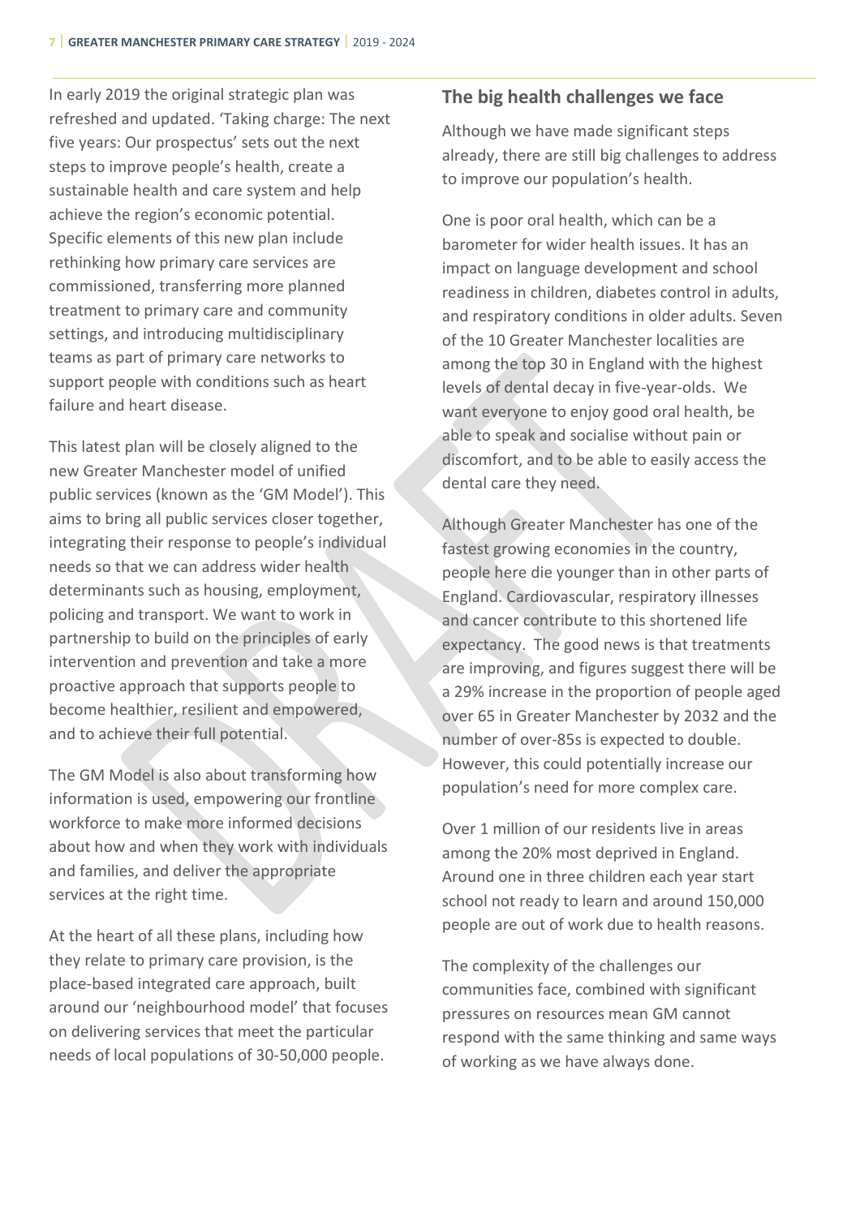In early 2019 the original strategic plan was refreshed and updated. 'Taking charge: The next five years: Our prospectus' sets out the next steps to improve people's health, create a sustainable health and care system and help achieve the region's economic potential. Specific elements of this new plan include rethinking how primary care services are commissioned, transferring more planned treatment to primary care and community settings, and introducing multidisciplinary teams as part of primary care networks to support people with conditions such as heart failure and heart disease.

This latest plan will be closely aligned to the new Greater Manchester model of unified public services (known as the 'GM Model'). This aims to bring all public services closer together, integrating their response to people's individual needs so that we can address wider health determinants such as housing, employment, policing and transport. We want to work in partnership to build on the principles of early intervention and prevention and take a more proactive approach that supports people to become healthier, resilient and empowered, and to achieve their full potential.

The GM Model is also about transforming how information is used, empowering our frontline workforce to make more informed decisions about how and when they work with individuals and families, and deliver the appropriate services at the right time.

At the heart of all these plans, including how they relate to primary care provision, is the place-based integrated care approach, built around our 'neighbourhood model' that focuses on delivering services that meet the particular needs of local populations of 30-50,000 people.

## The big health challenges we face

Although we have made significant steps already, there are still big challenges to address to improve our population's health.

One is poor oral health, which can be a barometer for wider health issues. It has an impact on language development and school readiness in children, diabetes control in adults, and respiratory conditions in older adults. Seven of the 10 Greater Manchester localities are among the top 30 in England with the highest levels of dental decay in five-year-olds. We want everyone to enjoy good oral health, be able to speak and socialise without pain or discomfort, and to be able to easily access the dental care they need.

Although Greater Manchester has one of the fastest growing economies in the country, people here die younger than in other parts of England. Cardiovascular, respiratory illnesses and cancer contribute to this shortened life expectancy. The good news is that treatments are improving, and figures suggest there will be a 29% increase in the proportion of people aged over 65 in Greater Manchester by 2032 and the number of over-85s is expected to double. However, this could potentially increase our population's need for more complex care.

Over 1 million of our residents live in areas among the 20% most deprived in England. Around one in three children each year start school not ready to learn and around 150,000 people are out of work due to health reasons.

The complexity of the challenges our communities face, combined with significant pressures on resources mean GM cannot respond with the same thinking and same ways of working as we have always done.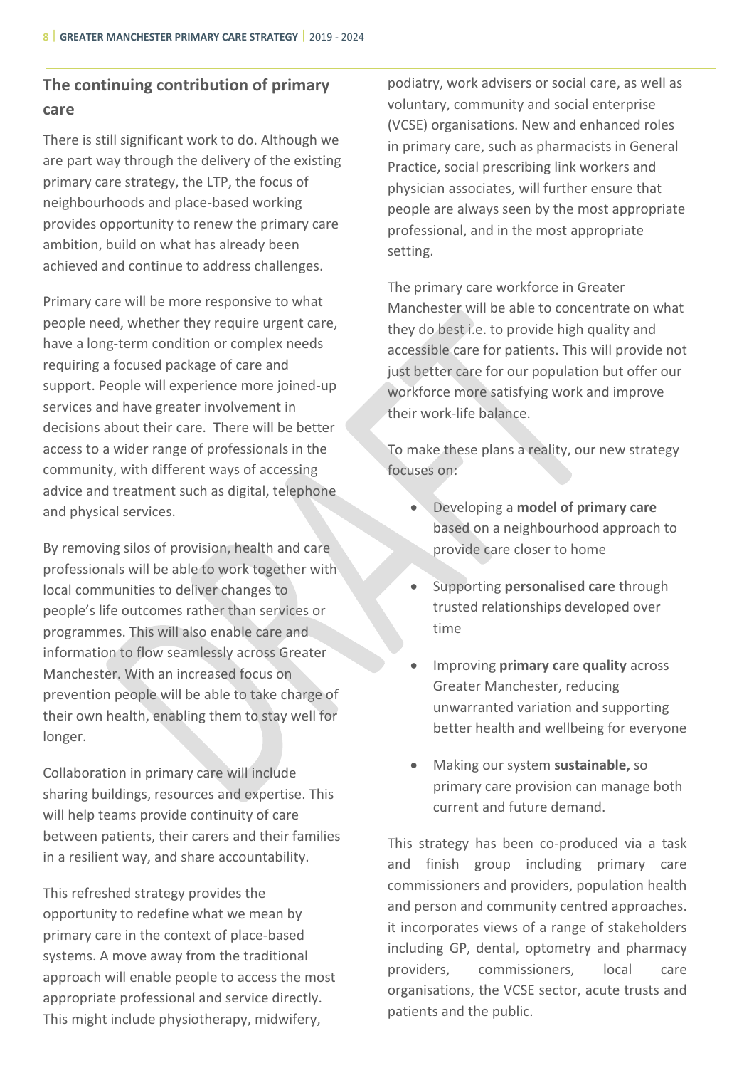## The continuing contribution of primary care

There is still significant work to do. Although we are part way through the delivery of the existing primary care strategy, the LTP, the focus of neighbourhoods and place-based working provides opportunity to renew the primary care ambition, build on what has already been achieved and continue to address challenges.

Primary care will be more responsive to what people need, whether they require urgent care, have a long-term condition or complex needs requiring a focused package of care and support. People will experience more joined-up services and have greater involvement in decisions about their care. There will be better access to a wider range of professionals in the community, with different ways of accessing advice and treatment such as digital, telephone and physical services.

By removing silos of provision, health and care professionals will be able to work together with local communities to deliver changes to people's life outcomes rather than services or programmes. This will also enable care and information to flow seamlessly across Greater Manchester. With an increased focus on prevention people will be able to take charge of their own health, enabling them to stay well for longer.

Collaboration in primary care will include sharing buildings, resources and expertise. This will help teams provide continuity of care between patients, their carers and their families in a resilient way, and share accountability.

This refreshed strategy provides the opportunity to redefine what we mean by primary care in the context of place-based systems. A move away from the traditional approach will enable people to access the most appropriate professional and service directly. This might include physiotherapy, midwifery, podiatry, work advisers or social care, as well as voluntary, community and social enterprise (VCSE) organisations. New and enhanced roles in primary care, such as pharmacists in General Practice, social prescribing link workers and physician associates, will further ensure that people are always seen by the most appropriate professional, and in the most appropriate setting.

The primary care workforce in Greater Manchester will be able to concentrate on what they do best i.e. to provide high quality and accessible care for patients. This will provide not just better care for our population but offer our workforce more satisfying work and improve their work-life balance.

To make these plans a reality, our new strategy focuses on:

- Developing a **model of primary care** based on a neighbourhood approach to provide care closer to home
- Supporting **personalised care** through trusted relationships developed over time
- Improving **primary care quality** across Greater Manchester, reducing unwarranted variation and supporting better health and wellbeing for everyone
- Making our system **sustainable,** so primary care provision can manage both current and future demand.

This strategy has been co-produced via a task and finish group including primary care commissioners and providers, population health and person and community centred approaches. it incorporates views of a range of stakeholders including GP, dental, optometry and pharmacy providers, commissioners, local care organisations, the VCSE sector, acute trusts and patients and the public.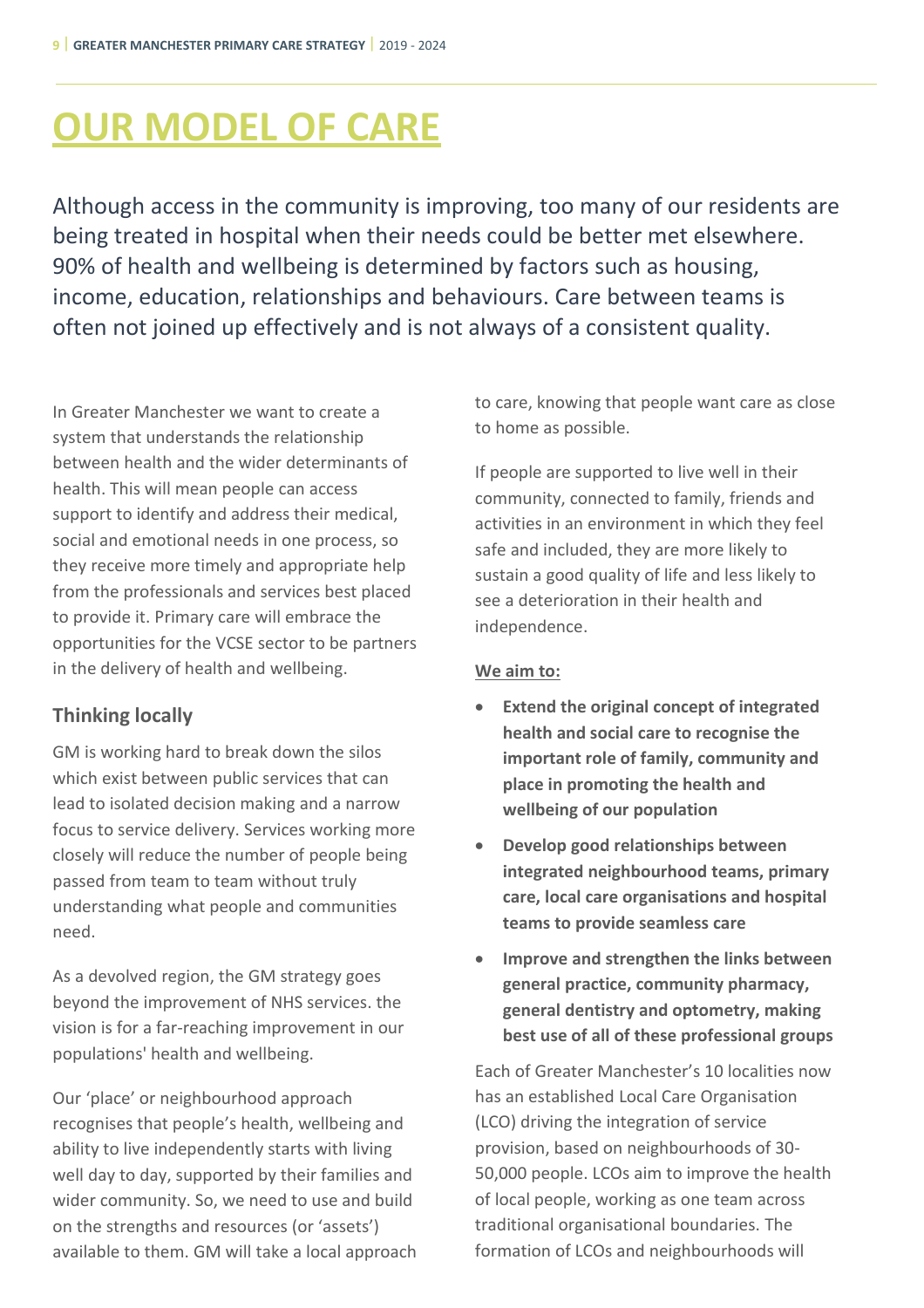# OUR MODEL OF CARE

Although access in the community is improving, too many of our residents are being treated in hospital when their needs could be better met elsewhere. 90% of health and wellbeing is determined by factors such as housing, income, education, relationships and behaviours. Care between teams is often not joined up effectively and is not always of a consistent quality.

In Greater Manchester we want to create a system that understands the relationship between health and the wider determinants of health. This will mean people can access support to identify and address their medical, social and emotional needs in one process, so they receive more timely and appropriate help from the professionals and services best placed to provide it. Primary care will embrace the opportunities for the VCSE sector to be partners in the delivery of health and wellbeing.

## Thinking locally

GM is working hard to break down the silos which exist between public services that can lead to isolated decision making and a narrow focus to service delivery. Services working more closely will reduce the number of people being passed from team to team without truly understanding what people and communities need.

As a devolved region, the GM strategy goes beyond the improvement of NHS services. the vision is for a far-reaching improvement in our populations' health and wellbeing.

Our 'place' or neighbourhood approach recognises that people's health, wellbeing and ability to live independently starts with living well day to day, supported by their families and wider community. So, we need to use and build on the strengths and resources (or 'assets') available to them. GM will take a local approach to care, knowing that people want care as close to home as possible.

If people are supported to live well in their community, connected to family, friends and activities in an environment in which they feel safe and included, they are more likely to sustain a good quality of life and less likely to see a deterioration in their health and independence.

**We aim to:**

- **Extend the original concept of integrated health and social care to recognise the important role of family, community and place in promoting the health and wellbeing of our population**
- **Develop good relationships between integrated neighbourhood teams, primary care, local care organisations and hospital teams to provide seamless care**
- **Improve and strengthen the links between general practice, community pharmacy, general dentistry and optometry, making best use of all of these professional groups**

Each of Greater Manchester's 10 localities now has an established Local Care Organisation (LCO) driving the integration of service provision, based on neighbourhoods of 30-50,000 people. LCOs aim to improve the health of local people, working as one team across traditional organisational boundaries. The formation of LCOs and neighbourhoods will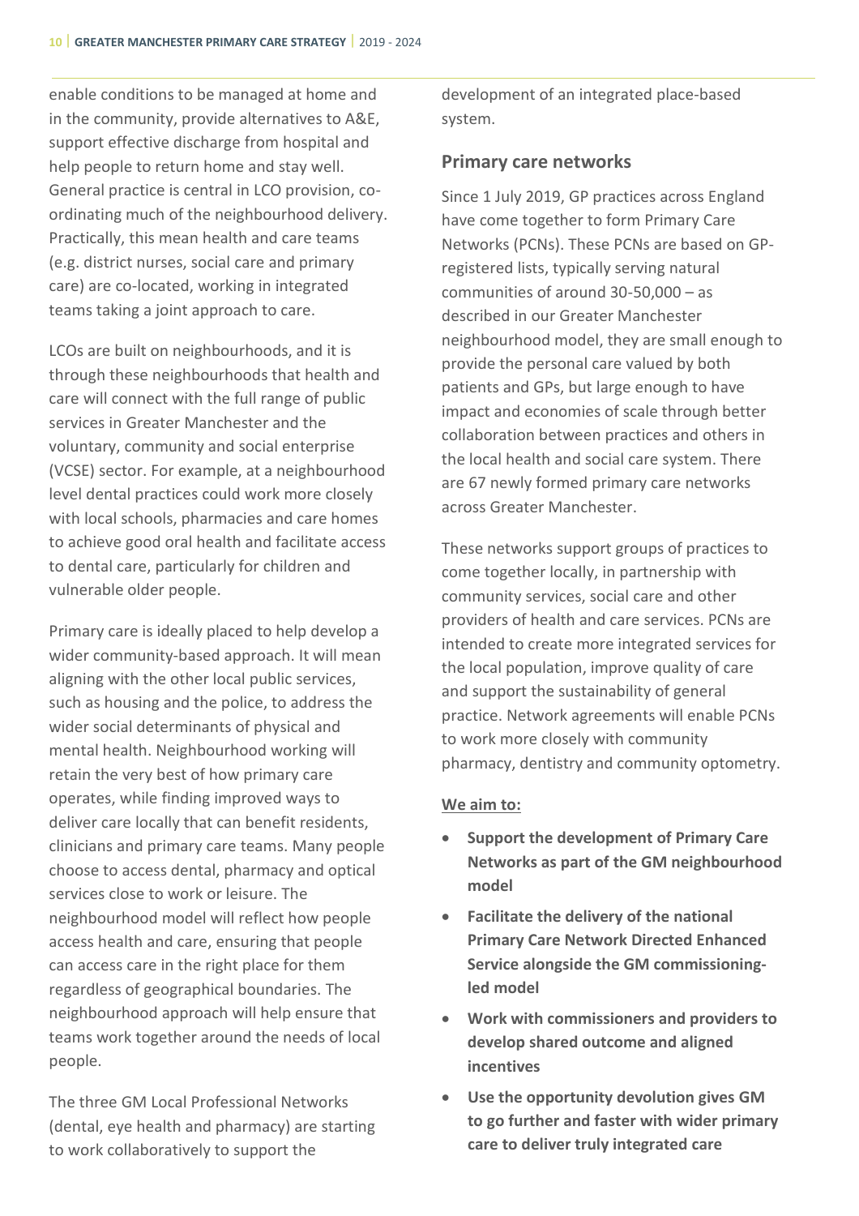enable conditions to be managed at home and in the community, provide alternatives to A&E, support effective discharge from hospital and help people to return home and stay well. General practice is central in LCO provision, co-ordinating much of the neighbourhood delivery. Practically, this mean health and care teams (e.g. district nurses, social care and primary care) are co-located, working in integrated teams taking a joint approach to care.

LCOs are built on neighbourhoods, and it is through these neighbourhoods that health and care will connect with the full range of public services in Greater Manchester and the voluntary, community and social enterprise (VCSE) sector. For example, at a neighbourhood level dental practices could work more closely with local schools, pharmacies and care homes to achieve good oral health and facilitate access to dental care, particularly for children and vulnerable older people.

Primary care is ideally placed to help develop a wider community-based approach. It will mean aligning with the other local public services, such as housing and the police, to address the wider social determinants of physical and mental health. Neighbourhood working will retain the very best of how primary care operates, while finding improved ways to deliver care locally that can benefit residents, clinicians and primary care teams. Many people choose to access dental, pharmacy and optical services close to work or leisure. The neighbourhood model will reflect how people access health and care, ensuring that people can access care in the right place for them regardless of geographical boundaries. The neighbourhood approach will help ensure that teams work together around the needs of local people.

The three GM Local Professional Networks (dental, eye health and pharmacy) are starting to work collaboratively to support the development of an integrated place-based system.

## Primary care networks

Since 1 July 2019, GP practices across England have come together to form Primary Care Networks (PCNs). These PCNs are based on GP-registered lists, typically serving natural communities of around 30-50,000 – as described in our Greater Manchester neighbourhood model, they are small enough to provide the personal care valued by both patients and GPs, but large enough to have impact and economies of scale through better collaboration between practices and others in the local health and social care system. There are 67 newly formed primary care networks across Greater Manchester.

These networks support groups of practices to come together locally, in partnership with community services, social care and other providers of health and care services. PCNs are intended to create more integrated services for the local population, improve quality of care and support the sustainability of general practice. Network agreements will enable PCNs to work more closely with community pharmacy, dentistry and community optometry.

**We aim to:**

- **Support the development of Primary Care Networks as part of the GM neighbourhood model**
- **Facilitate the delivery of the national Primary Care Network Directed Enhanced Service alongside the GM commissioning-led model**
- **Work with commissioners and providers to develop shared outcome and aligned incentives**
- **Use the opportunity devolution gives GM to go further and faster with wider primary care to deliver truly integrated care**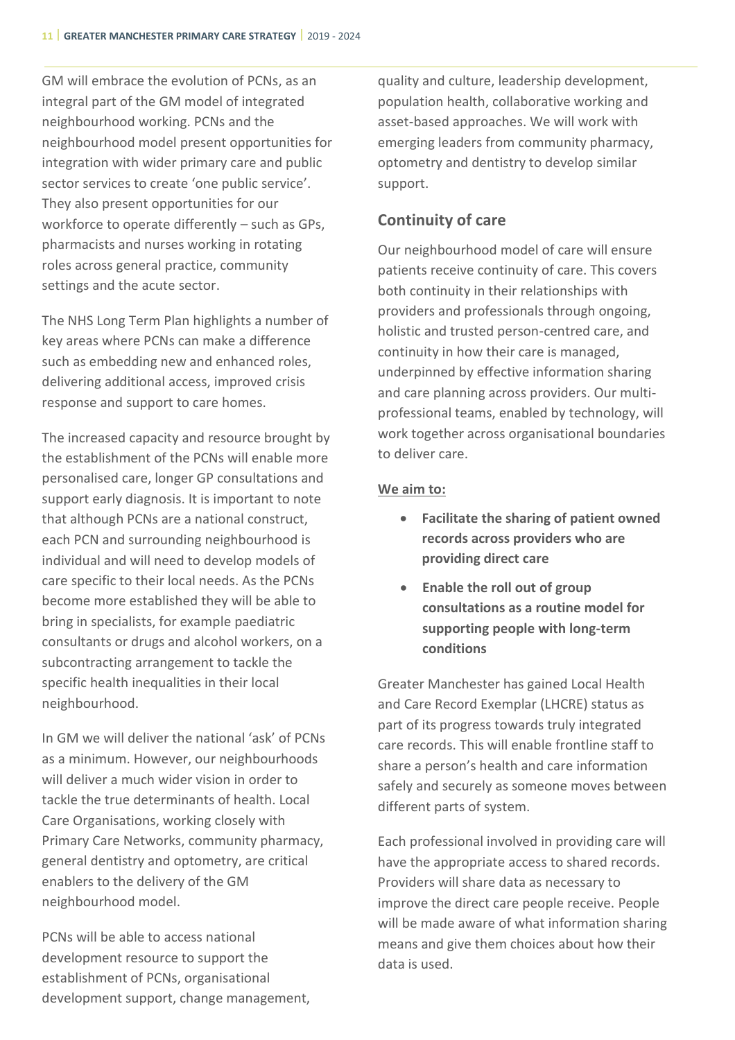GM will embrace the evolution of PCNs, as an integral part of the GM model of integrated neighbourhood working. PCNs and the neighbourhood model present opportunities for integration with wider primary care and public sector services to create 'one public service'. They also present opportunities for our workforce to operate differently – such as GPs, pharmacists and nurses working in rotating roles across general practice, community settings and the acute sector.

The NHS Long Term Plan highlights a number of key areas where PCNs can make a difference such as embedding new and enhanced roles, delivering additional access, improved crisis response and support to care homes.

The increased capacity and resource brought by the establishment of the PCNs will enable more personalised care, longer GP consultations and support early diagnosis. It is important to note that although PCNs are a national construct, each PCN and surrounding neighbourhood is individual and will need to develop models of care specific to their local needs. As the PCNs become more established they will be able to bring in specialists, for example paediatric consultants or drugs and alcohol workers, on a subcontracting arrangement to tackle the specific health inequalities in their local neighbourhood.

In GM we will deliver the national 'ask' of PCNs as a minimum. However, our neighbourhoods will deliver a much wider vision in order to tackle the true determinants of health. Local Care Organisations, working closely with Primary Care Networks, community pharmacy, general dentistry and optometry, are critical enablers to the delivery of the GM neighbourhood model.

PCNs will be able to access national development resource to support the establishment of PCNs, organisational development support, change management, quality and culture, leadership development, population health, collaborative working and asset-based approaches. We will work with emerging leaders from community pharmacy, optometry and dentistry to develop similar support.

## Continuity of care

Our neighbourhood model of care will ensure patients receive continuity of care. This covers both continuity in their relationships with providers and professionals through ongoing, holistic and trusted person-centred care, and continuity in how their care is managed, underpinned by effective information sharing and care planning across providers. Our multi-professional teams, enabled by technology, will work together across organisational boundaries to deliver care.

**We aim to:**

- **Facilitate the sharing of patient owned records across providers who are providing direct care**
- **Enable the roll out of group consultations as a routine model for supporting people with long-term conditions**

Greater Manchester has gained Local Health and Care Record Exemplar (LHCRE) status as part of its progress towards truly integrated care records. This will enable frontline staff to share a person's health and care information safely and securely as someone moves between different parts of system.

Each professional involved in providing care will have the appropriate access to shared records. Providers will share data as necessary to improve the direct care people receive. People will be made aware of what information sharing means and give them choices about how their data is used.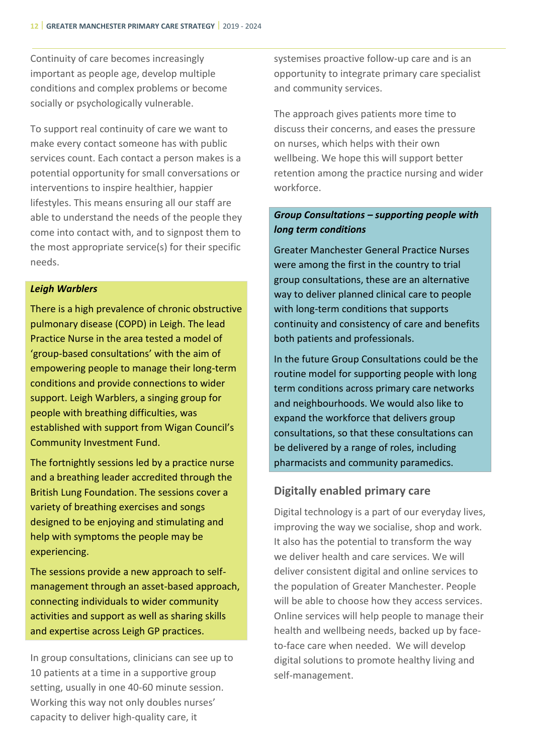Continuity of care becomes increasingly important as people age, develop multiple conditions and complex problems or become socially or psychologically vulnerable.

To support real continuity of care we want to make every contact someone has with public services count. Each contact a person makes is a potential opportunity for small conversations or interventions to inspire healthier, happier lifestyles. This means ensuring all our staff are able to understand the needs of the people they come into contact with, and to signpost them to the most appropriate service(s) for their specific needs.

***Leigh Warblers***

There is a high prevalence of chronic obstructive pulmonary disease (COPD) in Leigh. The lead Practice Nurse in the area tested a model of 'group-based consultations' with the aim of empowering people to manage their long-term conditions and provide connections to wider support. Leigh Warblers, a singing group for people with breathing difficulties, was established with support from Wigan Council's Community Investment Fund.

The fortnightly sessions led by a practice nurse and a breathing leader accredited through the British Lung Foundation. The sessions cover a variety of breathing exercises and songs designed to be enjoying and stimulating and help with symptoms the people may be experiencing.

The sessions provide a new approach to self-management through an asset-based approach, connecting individuals to wider community activities and support as well as sharing skills and expertise across Leigh GP practices.

In group consultations, clinicians can see up to 10 patients at a time in a supportive group setting, usually in one 40-60 minute session. Working this way not only doubles nurses' capacity to deliver high-quality care, it systemises proactive follow-up care and is an opportunity to integrate primary care specialist and community services.

The approach gives patients more time to discuss their concerns, and eases the pressure on nurses, which helps with their own wellbeing. We hope this will support better retention among the practice nursing and wider workforce.

***Group Consultations – supporting people with long term conditions***

Greater Manchester General Practice Nurses were among the first in the country to trial group consultations, these are an alternative way to deliver planned clinical care to people with long-term conditions that supports continuity and consistency of care and benefits both patients and professionals.

In the future Group Consultations could be the routine model for supporting people with long term conditions across primary care networks and neighbourhoods. We would also like to expand the workforce that delivers group consultations, so that these consultations can be delivered by a range of roles, including pharmacists and community paramedics.

## Digitally enabled primary care

Digital technology is a part of our everyday lives, improving the way we socialise, shop and work. It also has the potential to transform the way we deliver health and care services. We will deliver consistent digital and online services to the population of Greater Manchester. People will be able to choose how they access services. Online services will help people to manage their health and wellbeing needs, backed up by face-to-face care when needed. We will develop digital solutions to promote healthy living and self-management.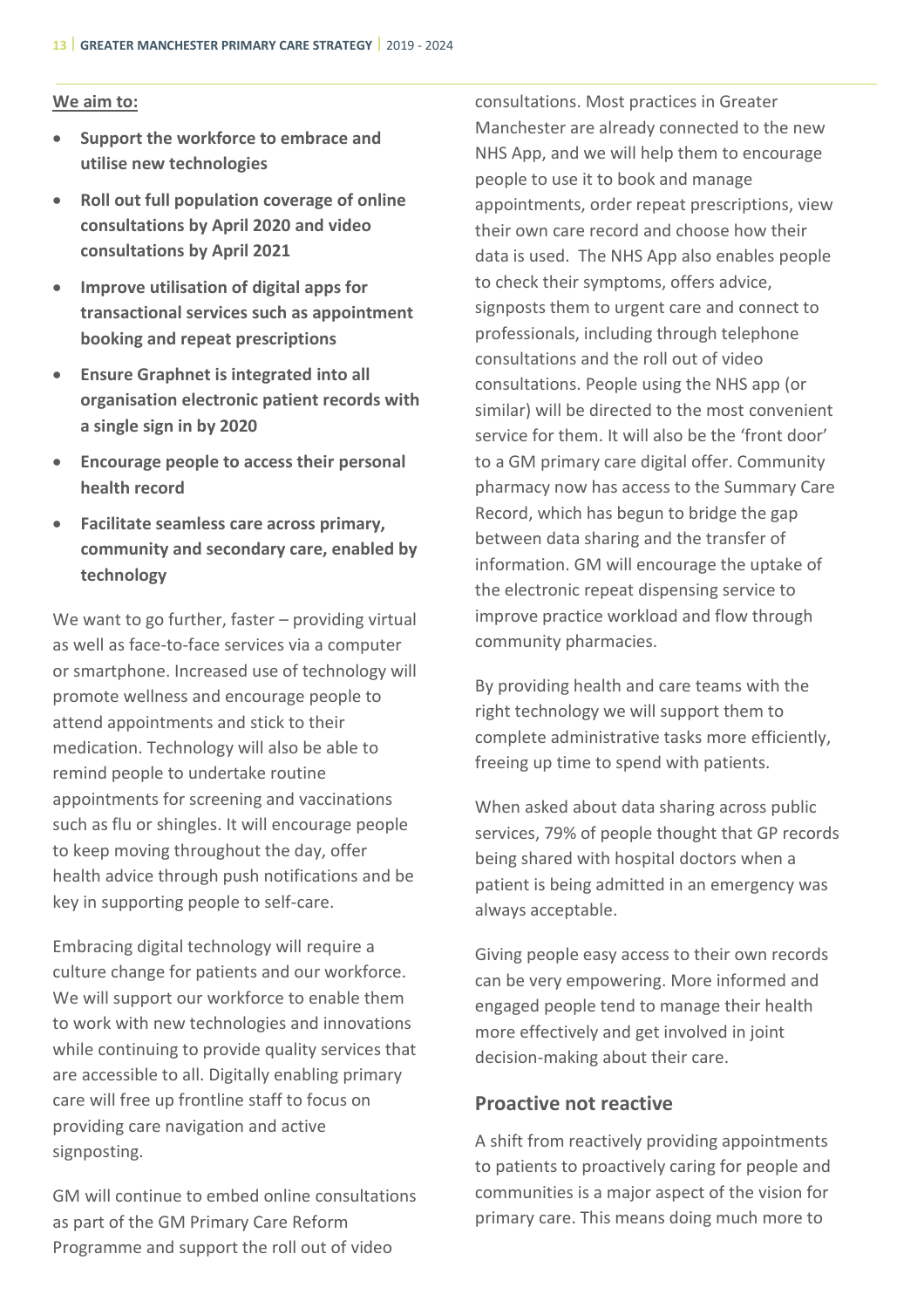**We aim to:**

- **Support the workforce to embrace and utilise new technologies**
- **Roll out full population coverage of online consultations by April 2020 and video consultations by April 2021**
- **Improve utilisation of digital apps for transactional services such as appointment booking and repeat prescriptions**
- **Ensure Graphnet is integrated into all organisation electronic patient records with a single sign in by 2020**
- **Encourage people to access their personal health record**
- **Facilitate seamless care across primary, community and secondary care, enabled by technology**

We want to go further, faster – providing virtual as well as face-to-face services via a computer or smartphone. Increased use of technology will promote wellness and encourage people to attend appointments and stick to their medication. Technology will also be able to remind people to undertake routine appointments for screening and vaccinations such as flu or shingles. It will encourage people to keep moving throughout the day, offer health advice through push notifications and be key in supporting people to self-care.

Embracing digital technology will require a culture change for patients and our workforce. We will support our workforce to enable them to work with new technologies and innovations while continuing to provide quality services that are accessible to all. Digitally enabling primary care will free up frontline staff to focus on providing care navigation and active signposting.

GM will continue to embed online consultations as part of the GM Primary Care Reform Programme and support the roll out of video consultations. Most practices in Greater Manchester are already connected to the new NHS App, and we will help them to encourage people to use it to book and manage appointments, order repeat prescriptions, view their own care record and choose how their data is used. The NHS App also enables people to check their symptoms, offers advice, signposts them to urgent care and connect to professionals, including through telephone consultations and the roll out of video consultations. People using the NHS app (or similar) will be directed to the most convenient service for them. It will also be the 'front door' to a GM primary care digital offer. Community pharmacy now has access to the Summary Care Record, which has begun to bridge the gap between data sharing and the transfer of information. GM will encourage the uptake of the electronic repeat dispensing service to improve practice workload and flow through community pharmacies.

By providing health and care teams with the right technology we will support them to complete administrative tasks more efficiently, freeing up time to spend with patients.

When asked about data sharing across public services, 79% of people thought that GP records being shared with hospital doctors when a patient is being admitted in an emergency was always acceptable.

Giving people easy access to their own records can be very empowering. More informed and engaged people tend to manage their health more effectively and get involved in joint decision-making about their care.

## Proactive not reactive

A shift from reactively providing appointments to patients to proactively caring for people and communities is a major aspect of the vision for primary care. This means doing much more to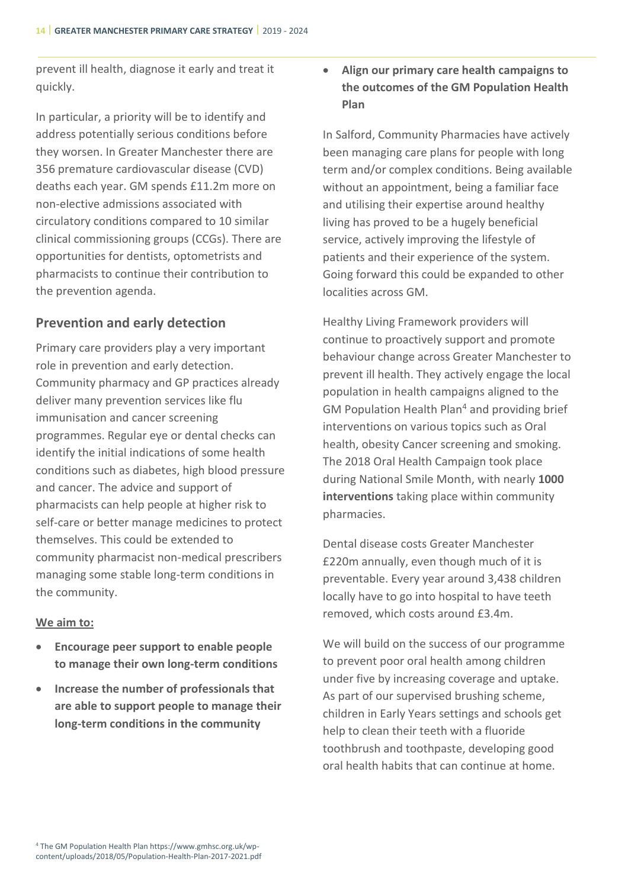prevent ill health, diagnose it early and treat it quickly.

In particular, a priority will be to identify and address potentially serious conditions before they worsen. In Greater Manchester there are 356 premature cardiovascular disease (CVD) deaths each year. GM spends £11.2m more on non-elective admissions associated with circulatory conditions compared to 10 similar clinical commissioning groups (CCGs). There are opportunities for dentists, optometrists and pharmacists to continue their contribution to the prevention agenda.

## Prevention and early detection

Primary care providers play a very important role in prevention and early detection. Community pharmacy and GP practices already deliver many prevention services like flu immunisation and cancer screening programmes. Regular eye or dental checks can identify the initial indications of some health conditions such as diabetes, high blood pressure and cancer. The advice and support of pharmacists can help people at higher risk to self-care or better manage medicines to protect themselves. This could be extended to community pharmacist non-medical prescribers managing some stable long-term conditions in the community.

**We aim to:**

- **Encourage peer support to enable people to manage their own long-term conditions**
- **Increase the number of professionals that are able to support people to manage their long-term conditions in the community**
- **Align our primary care health campaigns to the outcomes of the GM Population Health Plan**

In Salford, Community Pharmacies have actively been managing care plans for people with long term and/or complex conditions. Being available without an appointment, being a familiar face and utilising their expertise around healthy living has proved to be a hugely beneficial service, actively improving the lifestyle of patients and their experience of the system. Going forward this could be expanded to other localities across GM.

Healthy Living Framework providers will continue to proactively support and promote behaviour change across Greater Manchester to prevent ill health. They actively engage the local population in health campaigns aligned to the GM Population Health Plan[4] and providing brief interventions on various topics such as Oral health, obesity Cancer screening and smoking. The 2018 Oral Health Campaign took place during National Smile Month, with nearly **1000 interventions** taking place within community pharmacies.

Dental disease costs Greater Manchester £220m annually, even though much of it is preventable. Every year around 3,438 children locally have to go into hospital to have teeth removed, which costs around £3.4m.

We will build on the success of our programme to prevent poor oral health among children under five by increasing coverage and uptake. As part of our supervised brushing scheme, children in Early Years settings and schools get help to clean their teeth with a fluoride toothbrush and toothpaste, developing good oral health habits that can continue at home.

[4] The GM Population Health Plan https://www.gmhsc.org.uk/wp-content/uploads/2018/05/Population-Health-Plan-2017-2021.pdf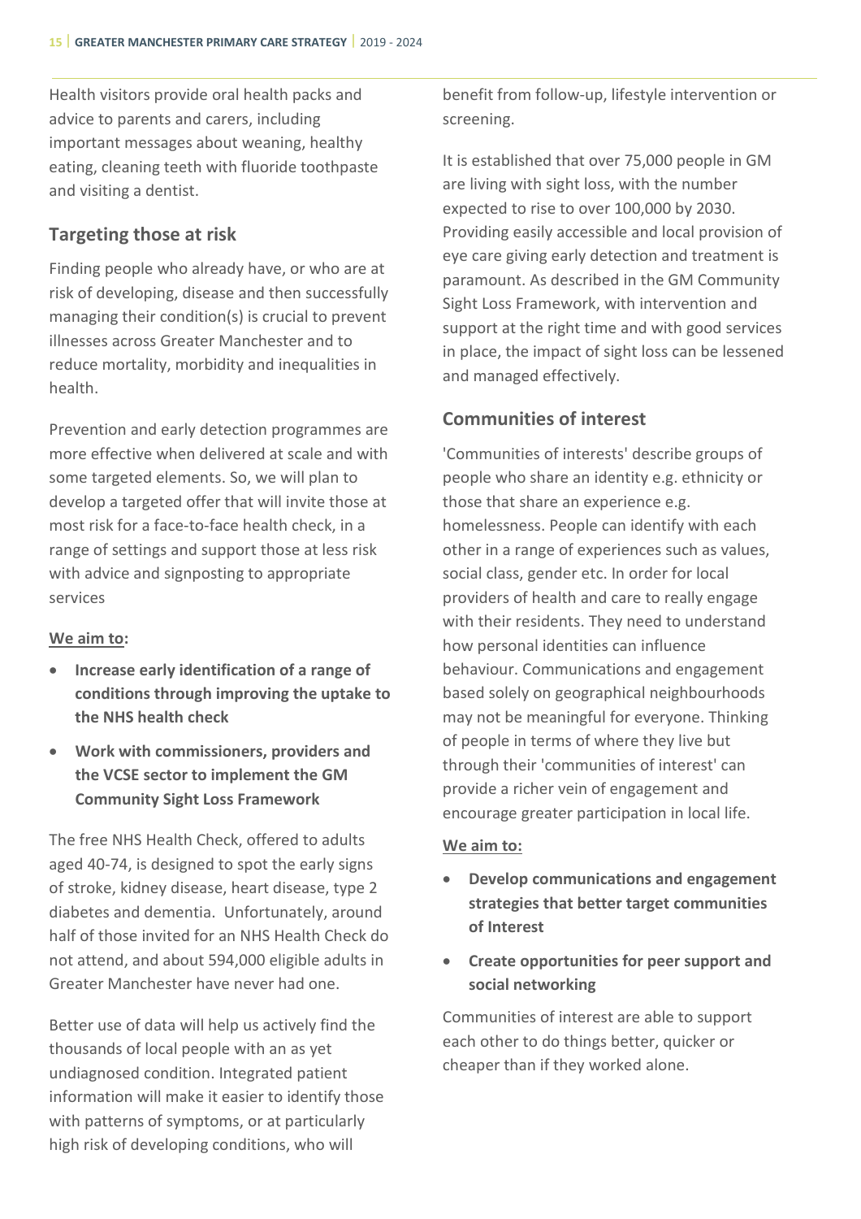Health visitors provide oral health packs and advice to parents and carers, including important messages about weaning, healthy eating, cleaning teeth with fluoride toothpaste and visiting a dentist.

## Targeting those at risk

Finding people who already have, or who are at risk of developing, disease and then successfully managing their condition(s) is crucial to prevent illnesses across Greater Manchester and to reduce mortality, morbidity and inequalities in health.

Prevention and early detection programmes are more effective when delivered at scale and with some targeted elements. So, we will plan to develop a targeted offer that will invite those at most risk for a face-to-face health check, in a range of settings and support those at less risk with advice and signposting to appropriate services

**We aim to:**

- **Increase early identification of a range of conditions through improving the uptake to the NHS health check**
- **Work with commissioners, providers and the VCSE sector to implement the GM Community Sight Loss Framework**

The free NHS Health Check, offered to adults aged 40-74, is designed to spot the early signs of stroke, kidney disease, heart disease, type 2 diabetes and dementia. Unfortunately, around half of those invited for an NHS Health Check do not attend, and about 594,000 eligible adults in Greater Manchester have never had one.

Better use of data will help us actively find the thousands of local people with an as yet undiagnosed condition. Integrated patient information will make it easier to identify those with patterns of symptoms, or at particularly high risk of developing conditions, who will benefit from follow-up, lifestyle intervention or screening.

It is established that over 75,000 people in GM are living with sight loss, with the number expected to rise to over 100,000 by 2030. Providing easily accessible and local provision of eye care giving early detection and treatment is paramount. As described in the GM Community Sight Loss Framework, with intervention and support at the right time and with good services in place, the impact of sight loss can be lessened and managed effectively.

## Communities of interest

'Communities of interests' describe groups of people who share an identity e.g. ethnicity or those that share an experience e.g. homelessness. People can identify with each other in a range of experiences such as values, social class, gender etc. In order for local providers of health and care to really engage with their residents. They need to understand how personal identities can influence behaviour. Communications and engagement based solely on geographical neighbourhoods may not be meaningful for everyone. Thinking of people in terms of where they live but through their 'communities of interest' can provide a richer vein of engagement and encourage greater participation in local life.

**We aim to:**

- **Develop communications and engagement strategies that better target communities of Interest**
- **Create opportunities for peer support and social networking**

Communities of interest are able to support each other to do things better, quicker or cheaper than if they worked alone.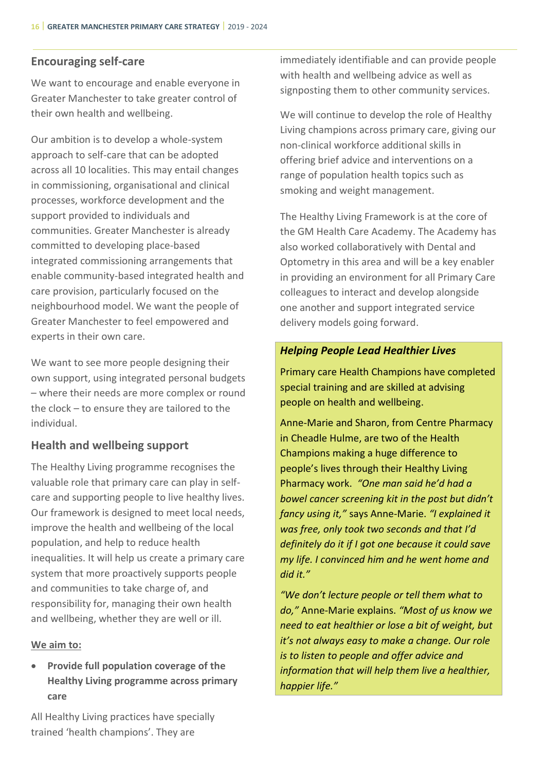## Encouraging self-care

We want to encourage and enable everyone in Greater Manchester to take greater control of their own health and wellbeing.

Our ambition is to develop a whole-system approach to self-care that can be adopted across all 10 localities. This may entail changes in commissioning, organisational and clinical processes, workforce development and the support provided to individuals and communities. Greater Manchester is already committed to developing place-based integrated commissioning arrangements that enable community-based integrated health and care provision, particularly focused on the neighbourhood model. We want the people of Greater Manchester to feel empowered and experts in their own care.

We want to see more people designing their own support, using integrated personal budgets – where their needs are more complex or round the clock – to ensure they are tailored to the individual.

## Health and wellbeing support

The Healthy Living programme recognises the valuable role that primary care can play in self-care and supporting people to live healthy lives. Our framework is designed to meet local needs, improve the health and wellbeing of the local population, and help to reduce health inequalities. It will help us create a primary care system that more proactively supports people and communities to take charge of, and responsibility for, managing their own health and wellbeing, whether they are well or ill.

**We aim to:**

- **Provide full population coverage of the Healthy Living programme across primary care**

All Healthy Living practices have specially trained 'health champions'. They are immediately identifiable and can provide people with health and wellbeing advice as well as signposting them to other community services.

We will continue to develop the role of Healthy Living champions across primary care, giving our non-clinical workforce additional skills in offering brief advice and interventions on a range of population health topics such as smoking and weight management.

The Healthy Living Framework is at the core of the GM Health Care Academy. The Academy has also worked collaboratively with Dental and Optometry in this area and will be a key enabler in providing an environment for all Primary Care colleagues to interact and develop alongside one another and support integrated service delivery models going forward.

***Helping People Lead Healthier Lives***

Primary care Health Champions have completed special training and are skilled at advising people on health and wellbeing.

Anne-Marie and Sharon, from Centre Pharmacy in Cheadle Hulme, are two of the Health Champions making a huge difference to people's lives through their Healthy Living Pharmacy work. *"One man said he'd had a bowel cancer screening kit in the post but didn't fancy using it,"* says Anne-Marie. *"I explained it was free, only took two seconds and that I'd definitely do it if I got one because it could save my life. I convinced him and he went home and did it."*

*"We don't lecture people or tell them what to do,"* Anne-Marie explains. *"Most of us know we need to eat healthier or lose a bit of weight, but it's not always easy to make a change. Our role is to listen to people and offer advice and information that will help them live a healthier, happier life."*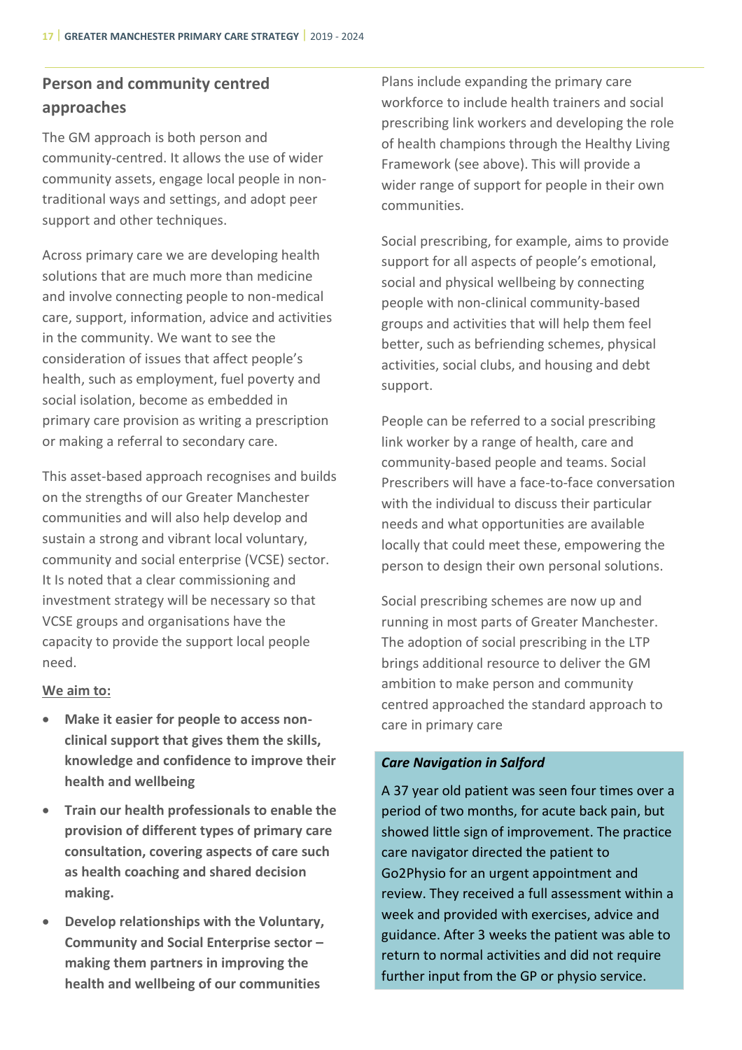## Person and community centred approaches

The GM approach is both person and community-centred. It allows the use of wider community assets, engage local people in non-traditional ways and settings, and adopt peer support and other techniques.

Across primary care we are developing health solutions that are much more than medicine and involve connecting people to non-medical care, support, information, advice and activities in the community. We want to see the consideration of issues that affect people's health, such as employment, fuel poverty and social isolation, become as embedded in primary care provision as writing a prescription or making a referral to secondary care.

This asset-based approach recognises and builds on the strengths of our Greater Manchester communities and will also help develop and sustain a strong and vibrant local voluntary, community and social enterprise (VCSE) sector. It Is noted that a clear commissioning and investment strategy will be necessary so that VCSE groups and organisations have the capacity to provide the support local people need.

<u>We aim to:</u>

- **Make it easier for people to access non-clinical support that gives them the skills, knowledge and confidence to improve their health and wellbeing**
- **Train our health professionals to enable the provision of different types of primary care consultation, covering aspects of care such as health coaching and shared decision making.**
- **Develop relationships with the Voluntary, Community and Social Enterprise sector – making them partners in improving the health and wellbeing of our communities**

Plans include expanding the primary care workforce to include health trainers and social prescribing link workers and developing the role of health champions through the Healthy Living Framework (see above). This will provide a wider range of support for people in their own communities.

Social prescribing, for example, aims to provide support for all aspects of people's emotional, social and physical wellbeing by connecting people with non-clinical community-based groups and activities that will help them feel better, such as befriending schemes, physical activities, social clubs, and housing and debt support.

People can be referred to a social prescribing link worker by a range of health, care and community-based people and teams. Social Prescribers will have a face-to-face conversation with the individual to discuss their particular needs and what opportunities are available locally that could meet these, empowering the person to design their own personal solutions.

Social prescribing schemes are now up and running in most parts of Greater Manchester. The adoption of social prescribing in the LTP brings additional resource to deliver the GM ambition to make person and community centred approached the standard approach to care in primary care

***Care Navigation in Salford***

A 37 year old patient was seen four times over a period of two months, for acute back pain, but showed little sign of improvement. The practice care navigator directed the patient to Go2Physio for an urgent appointment and review. They received a full assessment within a week and provided with exercises, advice and guidance. After 3 weeks the patient was able to return to normal activities and did not require further input from the GP or physio service.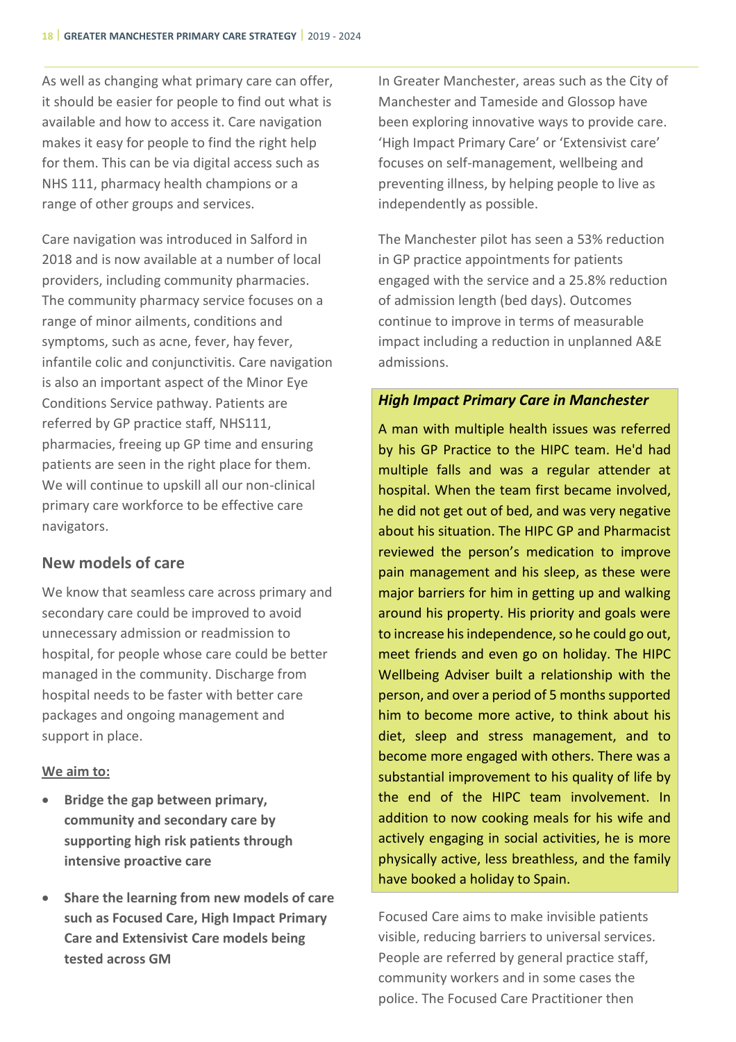As well as changing what primary care can offer, it should be easier for people to find out what is available and how to access it. Care navigation makes it easy for people to find the right help for them. This can be via digital access such as NHS 111, pharmacy health champions or a range of other groups and services.

Care navigation was introduced in Salford in 2018 and is now available at a number of local providers, including community pharmacies. The community pharmacy service focuses on a range of minor ailments, conditions and symptoms, such as acne, fever, hay fever, infantile colic and conjunctivitis. Care navigation is also an important aspect of the Minor Eye Conditions Service pathway. Patients are referred by GP practice staff, NHS111, pharmacies, freeing up GP time and ensuring patients are seen in the right place for them. We will continue to upskill all our non-clinical primary care workforce to be effective care navigators.

## New models of care

We know that seamless care across primary and secondary care could be improved to avoid unnecessary admission or readmission to hospital, for people whose care could be better managed in the community. Discharge from hospital needs to be faster with better care packages and ongoing management and support in place.

**We aim to:**

- **Bridge the gap between primary, community and secondary care by supporting high risk patients through intensive proactive care**
- **Share the learning from new models of care such as Focused Care, High Impact Primary Care and Extensivist Care models being tested across GM**

In Greater Manchester, areas such as the City of Manchester and Tameside and Glossop have been exploring innovative ways to provide care. 'High Impact Primary Care' or 'Extensivist care' focuses on self-management, wellbeing and preventing illness, by helping people to live as independently as possible.

The Manchester pilot has seen a 53% reduction in GP practice appointments for patients engaged with the service and a 25.8% reduction of admission length (bed days). Outcomes continue to improve in terms of measurable impact including a reduction in unplanned A&E admissions.

***High Impact Primary Care in Manchester***

A man with multiple health issues was referred by his GP Practice to the HIPC team. He'd had multiple falls and was a regular attender at hospital. When the team first became involved, he did not get out of bed, and was very negative about his situation. The HIPC GP and Pharmacist reviewed the person's medication to improve pain management and his sleep, as these were major barriers for him in getting up and walking around his property. His priority and goals were to increase his independence, so he could go out, meet friends and even go on holiday. The HIPC Wellbeing Adviser built a relationship with the person, and over a period of 5 months supported him to become more active, to think about his diet, sleep and stress management, and to become more engaged with others. There was a substantial improvement to his quality of life by the end of the HIPC team involvement. In addition to now cooking meals for his wife and actively engaging in social activities, he is more physically active, less breathless, and the family have booked a holiday to Spain.

Focused Care aims to make invisible patients visible, reducing barriers to universal services. People are referred by general practice staff, community workers and in some cases the police. The Focused Care Practitioner then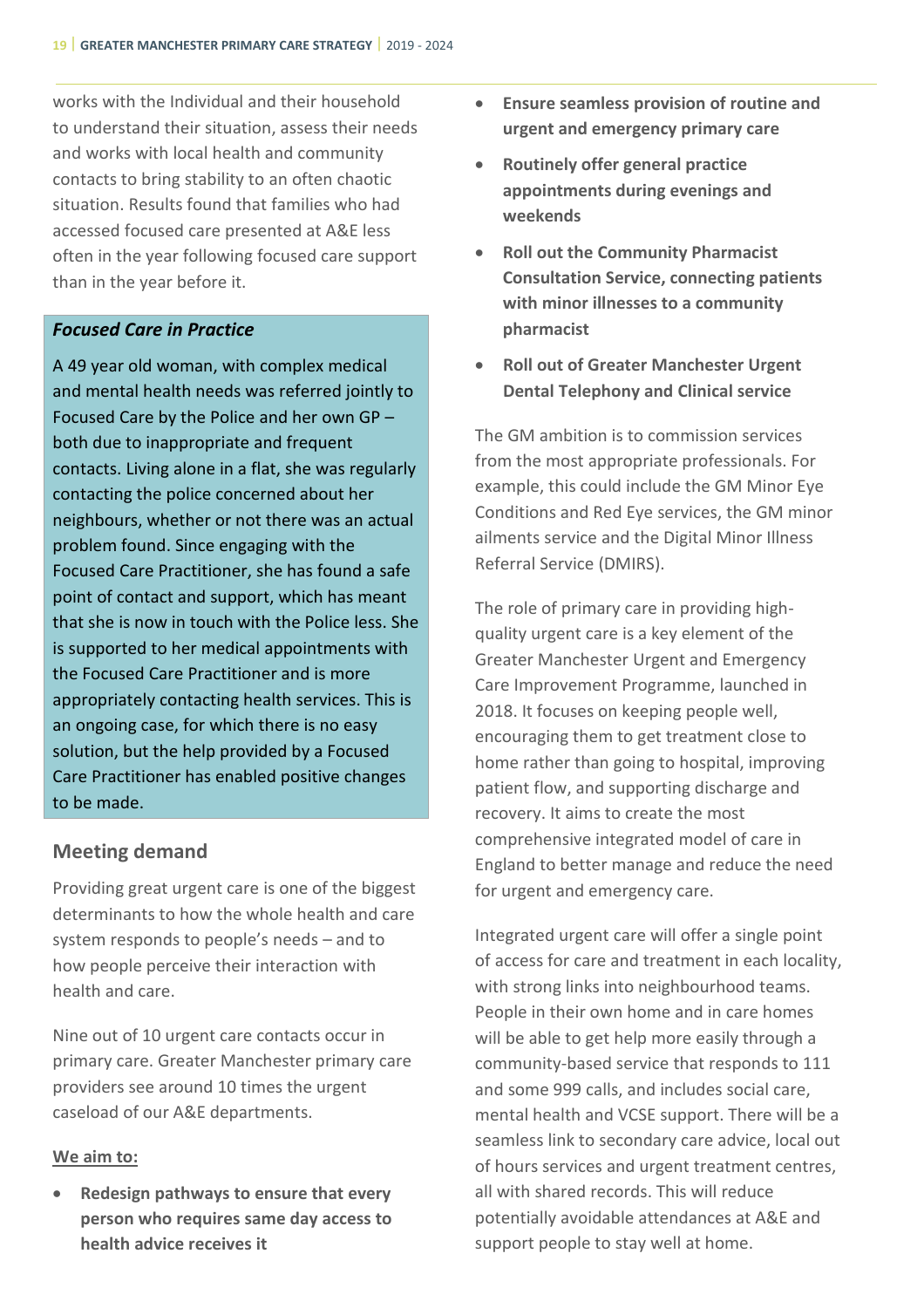works with the Individual and their household to understand their situation, assess their needs and works with local health and community contacts to bring stability to an often chaotic situation. Results found that families who had accessed focused care presented at A&E less often in the year following focused care support than in the year before it.

***Focused Care in Practice***

A 49 year old woman, with complex medical and mental health needs was referred jointly to Focused Care by the Police and her own GP – both due to inappropriate and frequent contacts. Living alone in a flat, she was regularly contacting the police concerned about her neighbours, whether or not there was an actual problem found. Since engaging with the Focused Care Practitioner, she has found a safe point of contact and support, which has meant that she is now in touch with the Police less. She is supported to her medical appointments with the Focused Care Practitioner and is more appropriately contacting health services. This is an ongoing case, for which there is no easy solution, but the help provided by a Focused Care Practitioner has enabled positive changes to be made.

## Meeting demand

Providing great urgent care is one of the biggest determinants to how the whole health and care system responds to people's needs – and to how people perceive their interaction with health and care.

Nine out of 10 urgent care contacts occur in primary care. Greater Manchester primary care providers see around 10 times the urgent caseload of our A&E departments.

**We aim to:**

- **Redesign pathways to ensure that every person who requires same day access to health advice receives it**
- **Ensure seamless provision of routine and urgent and emergency primary care**
- **Routinely offer general practice appointments during evenings and weekends**
- **Roll out the Community Pharmacist Consultation Service, connecting patients with minor illnesses to a community pharmacist**
- **Roll out of Greater Manchester Urgent Dental Telephony and Clinical service**

The GM ambition is to commission services from the most appropriate professionals. For example, this could include the GM Minor Eye Conditions and Red Eye services, the GM minor ailments service and the Digital Minor Illness Referral Service (DMIRS).

The role of primary care in providing high-quality urgent care is a key element of the Greater Manchester Urgent and Emergency Care Improvement Programme, launched in 2018. It focuses on keeping people well, encouraging them to get treatment close to home rather than going to hospital, improving patient flow, and supporting discharge and recovery. It aims to create the most comprehensive integrated model of care in England to better manage and reduce the need for urgent and emergency care.

Integrated urgent care will offer a single point of access for care and treatment in each locality, with strong links into neighbourhood teams. People in their own home and in care homes will be able to get help more easily through a community-based service that responds to 111 and some 999 calls, and includes social care, mental health and VCSE support. There will be a seamless link to secondary care advice, local out of hours services and urgent treatment centres, all with shared records. This will reduce potentially avoidable attendances at A&E and support people to stay well at home.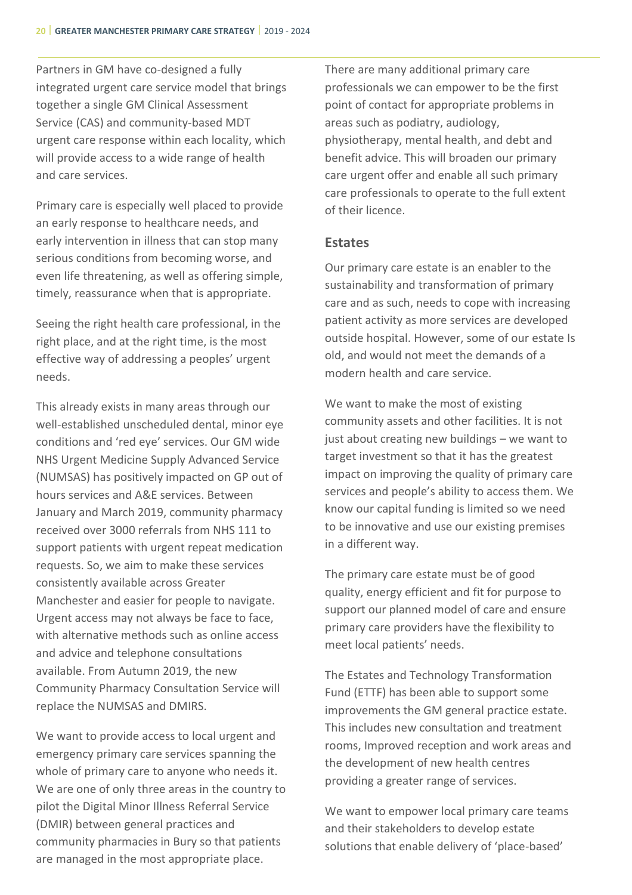Partners in GM have co-designed a fully integrated urgent care service model that brings together a single GM Clinical Assessment Service (CAS) and community-based MDT urgent care response within each locality, which will provide access to a wide range of health and care services.

Primary care is especially well placed to provide an early response to healthcare needs, and early intervention in illness that can stop many serious conditions from becoming worse, and even life threatening, as well as offering simple, timely, reassurance when that is appropriate.

Seeing the right health care professional, in the right place, and at the right time, is the most effective way of addressing a peoples' urgent needs.

This already exists in many areas through our well-established unscheduled dental, minor eye conditions and 'red eye' services. Our GM wide NHS Urgent Medicine Supply Advanced Service (NUMSAS) has positively impacted on GP out of hours services and A&E services. Between January and March 2019, community pharmacy received over 3000 referrals from NHS 111 to support patients with urgent repeat medication requests. So, we aim to make these services consistently available across Greater Manchester and easier for people to navigate. Urgent access may not always be face to face, with alternative methods such as online access and advice and telephone consultations available. From Autumn 2019, the new Community Pharmacy Consultation Service will replace the NUMSAS and DMIRS.

We want to provide access to local urgent and emergency primary care services spanning the whole of primary care to anyone who needs it. We are one of only three areas in the country to pilot the Digital Minor Illness Referral Service (DMIR) between general practices and community pharmacies in Bury so that patients are managed in the most appropriate place.

There are many additional primary care professionals we can empower to be the first point of contact for appropriate problems in areas such as podiatry, audiology, physiotherapy, mental health, and debt and benefit advice. This will broaden our primary care urgent offer and enable all such primary care professionals to operate to the full extent of their licence.

## Estates

Our primary care estate is an enabler to the sustainability and transformation of primary care and as such, needs to cope with increasing patient activity as more services are developed outside hospital. However, some of our estate Is old, and would not meet the demands of a modern health and care service.

We want to make the most of existing community assets and other facilities. It is not just about creating new buildings – we want to target investment so that it has the greatest impact on improving the quality of primary care services and people's ability to access them. We know our capital funding is limited so we need to be innovative and use our existing premises in a different way.

The primary care estate must be of good quality, energy efficient and fit for purpose to support our planned model of care and ensure primary care providers have the flexibility to meet local patients' needs.

The Estates and Technology Transformation Fund (ETTF) has been able to support some improvements the GM general practice estate. This includes new consultation and treatment rooms, Improved reception and work areas and the development of new health centres providing a greater range of services.

We want to empower local primary care teams and their stakeholders to develop estate solutions that enable delivery of 'place-based'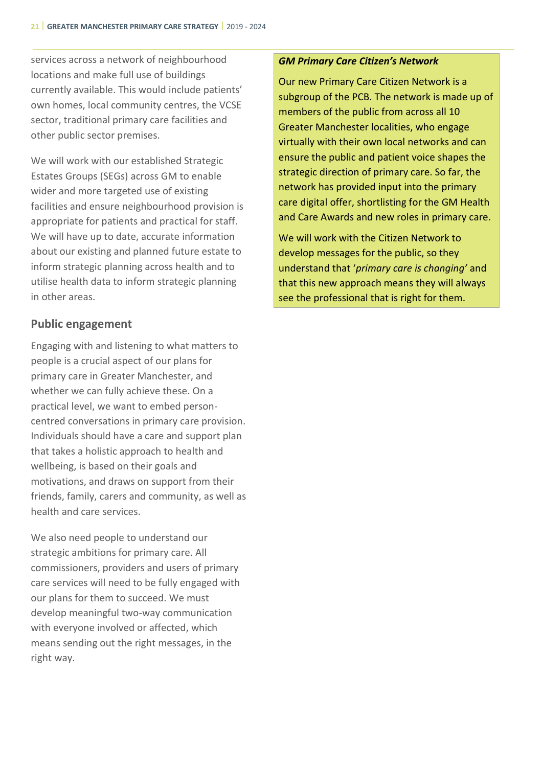services across a network of neighbourhood locations and make full use of buildings currently available. This would include patients' own homes, local community centres, the VCSE sector, traditional primary care facilities and other public sector premises.

We will work with our established Strategic Estates Groups (SEGs) across GM to enable wider and more targeted use of existing facilities and ensure neighbourhood provision is appropriate for patients and practical for staff. We will have up to date, accurate information about our existing and planned future estate to inform strategic planning across health and to utilise health data to inform strategic planning in other areas.

## Public engagement

Engaging with and listening to what matters to people is a crucial aspect of our plans for primary care in Greater Manchester, and whether we can fully achieve these. On a practical level, we want to embed person-centred conversations in primary care provision. Individuals should have a care and support plan that takes a holistic approach to health and wellbeing, is based on their goals and motivations, and draws on support from their friends, family, carers and community, as well as health and care services.

We also need people to understand our strategic ambitions for primary care. All commissioners, providers and users of primary care services will need to be fully engaged with our plans for them to succeed. We must develop meaningful two-way communication with everyone involved or affected, which means sending out the right messages, in the right way.

***GM Primary Care Citizen's Network***

Our new Primary Care Citizen Network is a subgroup of the PCB. The network is made up of members of the public from across all 10 Greater Manchester localities, who engage virtually with their own local networks and can ensure the public and patient voice shapes the strategic direction of primary care. So far, the network has provided input into the primary care digital offer, shortlisting for the GM Health and Care Awards and new roles in primary care.

We will work with the Citizen Network to develop messages for the public, so they understand that '*primary care is changing'* and that this new approach means they will always see the professional that is right for them.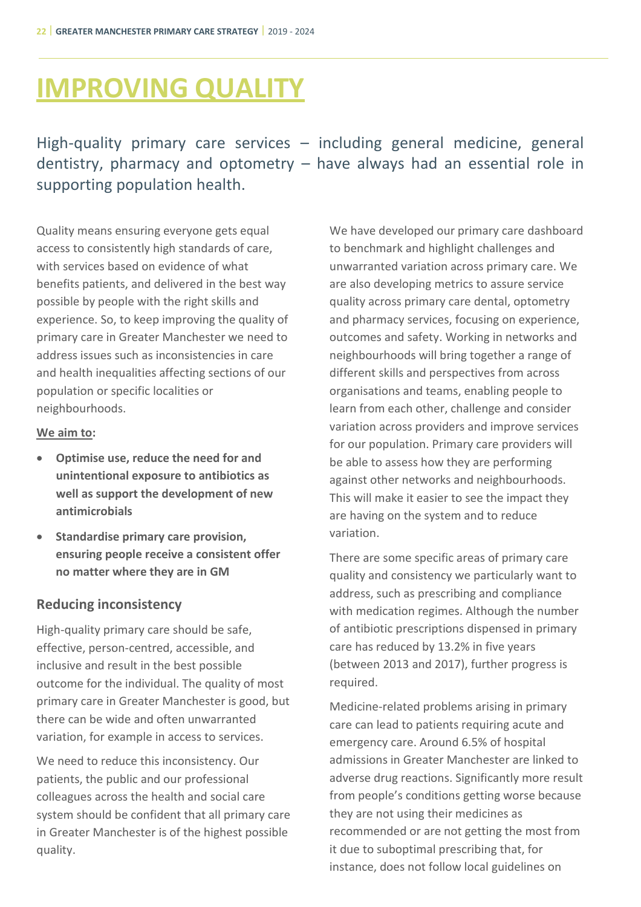# IMPROVING QUALITY

High-quality primary care services – including general medicine, general dentistry, pharmacy and optometry – have always had an essential role in supporting population health.

Quality means ensuring everyone gets equal access to consistently high standards of care, with services based on evidence of what benefits patients, and delivered in the best way possible by people with the right skills and experience. So, to keep improving the quality of primary care in Greater Manchester we need to address issues such as inconsistencies in care and health inequalities affecting sections of our population or specific localities or neighbourhoods.

**We aim to:**

- **Optimise use, reduce the need for and unintentional exposure to antibiotics as well as support the development of new antimicrobials**
- **Standardise primary care provision, ensuring people receive a consistent offer no matter where they are in GM**

## Reducing inconsistency

High-quality primary care should be safe, effective, person-centred, accessible, and inclusive and result in the best possible outcome for the individual. The quality of most primary care in Greater Manchester is good, but there can be wide and often unwarranted variation, for example in access to services.

We need to reduce this inconsistency. Our patients, the public and our professional colleagues across the health and social care system should be confident that all primary care in Greater Manchester is of the highest possible quality.

We have developed our primary care dashboard to benchmark and highlight challenges and unwarranted variation across primary care. We are also developing metrics to assure service quality across primary care dental, optometry and pharmacy services, focusing on experience, outcomes and safety. Working in networks and neighbourhoods will bring together a range of different skills and perspectives from across organisations and teams, enabling people to learn from each other, challenge and consider variation across providers and improve services for our population. Primary care providers will be able to assess how they are performing against other networks and neighbourhoods. This will make it easier to see the impact they are having on the system and to reduce variation.

There are some specific areas of primary care quality and consistency we particularly want to address, such as prescribing and compliance with medication regimes. Although the number of antibiotic prescriptions dispensed in primary care has reduced by 13.2% in five years (between 2013 and 2017), further progress is required.

Medicine-related problems arising in primary care can lead to patients requiring acute and emergency care. Around 6.5% of hospital admissions in Greater Manchester are linked to adverse drug reactions. Significantly more result from people's conditions getting worse because they are not using their medicines as recommended or are not getting the most from it due to suboptimal prescribing that, for instance, does not follow local guidelines on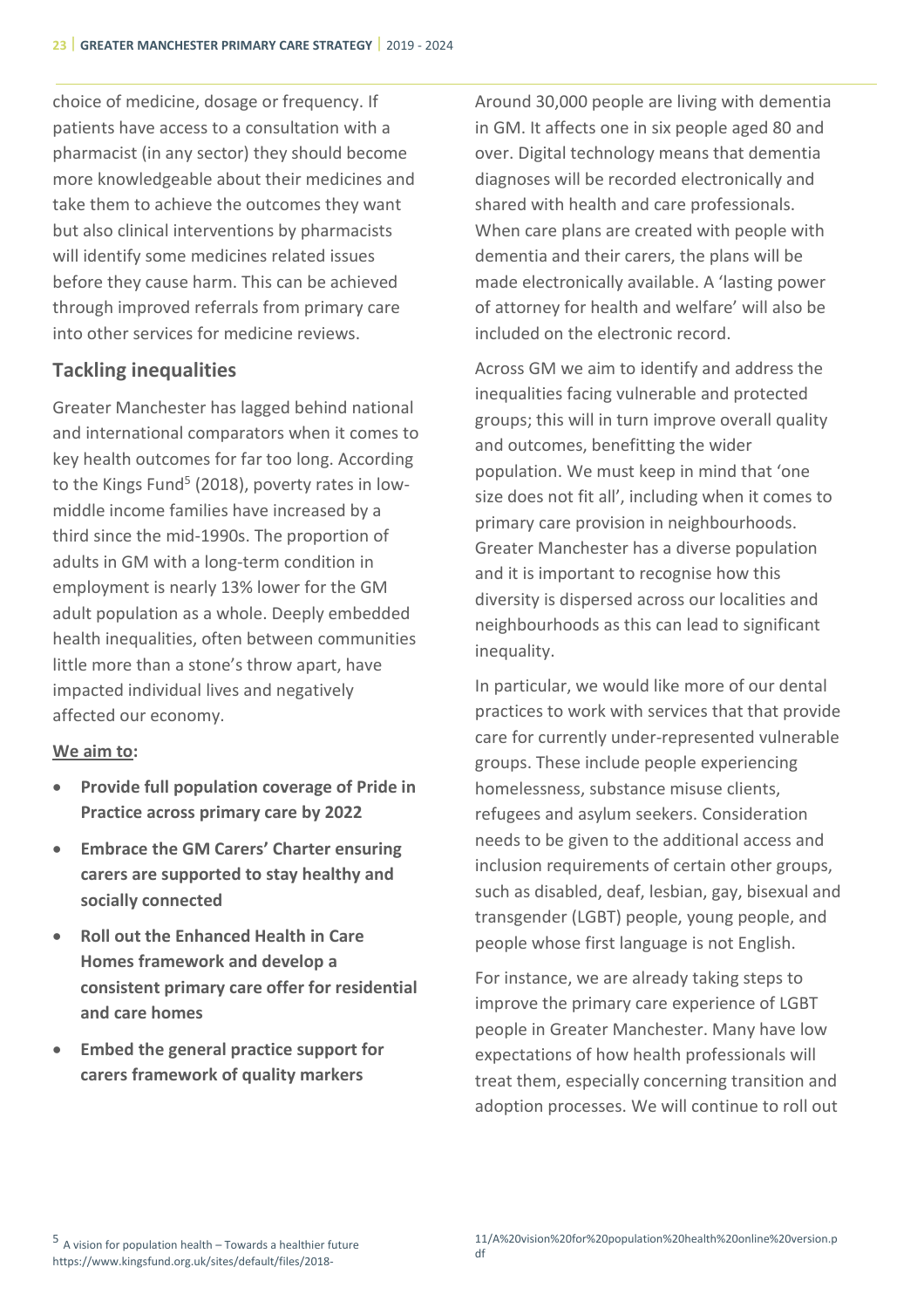choice of medicine, dosage or frequency. If patients have access to a consultation with a pharmacist (in any sector) they should become more knowledgeable about their medicines and take them to achieve the outcomes they want but also clinical interventions by pharmacists will identify some medicines related issues before they cause harm. This can be achieved through improved referrals from primary care into other services for medicine reviews.

## Tackling inequalities

Greater Manchester has lagged behind national and international comparators when it comes to key health outcomes for far too long. According to the Kings Fund[5] (2018), poverty rates in low-middle income families have increased by a third since the mid-1990s. The proportion of adults in GM with a long-term condition in employment is nearly 13% lower for the GM adult population as a whole. Deeply embedded health inequalities, often between communities little more than a stone's throw apart, have impacted individual lives and negatively affected our economy.

**We aim to:**

- **Provide full population coverage of Pride in Practice across primary care by 2022**
- **Embrace the GM Carers' Charter ensuring carers are supported to stay healthy and socially connected**
- **Roll out the Enhanced Health in Care Homes framework and develop a consistent primary care offer for residential and care homes**
- **Embed the general practice support for carers framework of quality markers**

Around 30,000 people are living with dementia in GM. It affects one in six people aged 80 and over. Digital technology means that dementia diagnoses will be recorded electronically and shared with health and care professionals. When care plans are created with people with dementia and their carers, the plans will be made electronically available. A 'lasting power of attorney for health and welfare' will also be included on the electronic record.

Across GM we aim to identify and address the inequalities facing vulnerable and protected groups; this will in turn improve overall quality and outcomes, benefitting the wider population. We must keep in mind that 'one size does not fit all', including when it comes to primary care provision in neighbourhoods. Greater Manchester has a diverse population and it is important to recognise how this diversity is dispersed across our localities and neighbourhoods as this can lead to significant inequality.

In particular, we would like more of our dental practices to work with services that that provide care for currently under-represented vulnerable groups. These include people experiencing homelessness, substance misuse clients, refugees and asylum seekers. Consideration needs to be given to the additional access and inclusion requirements of certain other groups, such as disabled, deaf, lesbian, gay, bisexual and transgender (LGBT) people, young people, and people whose first language is not English.

For instance, we are already taking steps to improve the primary care experience of LGBT people in Greater Manchester. Many have low expectations of how health professionals will treat them, especially concerning transition and adoption processes. We will continue to roll out

---

[5] A vision for population health – Towards a healthier future https://www.kingsfund.org.uk/sites/default/files/2018-11/A%20vision%20for%20population%20health%20online%20version.pdf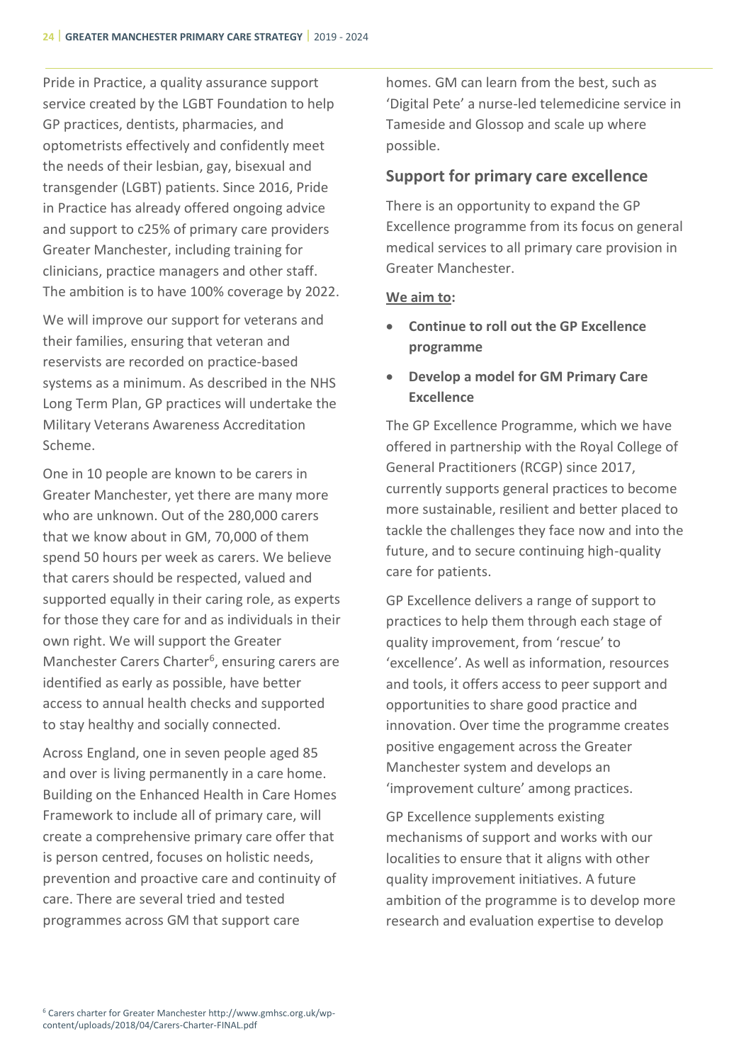Pride in Practice, a quality assurance support service created by the LGBT Foundation to help GP practices, dentists, pharmacies, and optometrists effectively and confidently meet the needs of their lesbian, gay, bisexual and transgender (LGBT) patients. Since 2016, Pride in Practice has already offered ongoing advice and support to c25% of primary care providers Greater Manchester, including training for clinicians, practice managers and other staff. The ambition is to have 100% coverage by 2022.

We will improve our support for veterans and their families, ensuring that veteran and reservists are recorded on practice-based systems as a minimum. As described in the NHS Long Term Plan, GP practices will undertake the Military Veterans Awareness Accreditation Scheme.

One in 10 people are known to be carers in Greater Manchester, yet there are many more who are unknown. Out of the 280,000 carers that we know about in GM, 70,000 of them spend 50 hours per week as carers. We believe that carers should be respected, valued and supported equally in their caring role, as experts for those they care for and as individuals in their own right. We will support the Greater Manchester Carers Charter[6], ensuring carers are identified as early as possible, have better access to annual health checks and supported to stay healthy and socially connected.

Across England, one in seven people aged 85 and over is living permanently in a care home. Building on the Enhanced Health in Care Homes Framework to include all of primary care, will create a comprehensive primary care offer that is person centred, focuses on holistic needs, prevention and proactive care and continuity of care. There are several tried and tested programmes across GM that support care homes. GM can learn from the best, such as 'Digital Pete' a nurse-led telemedicine service in Tameside and Glossop and scale up where possible.

## Support for primary care excellence

There is an opportunity to expand the GP Excellence programme from its focus on general medical services to all primary care provision in Greater Manchester.

**We aim to:**

- **Continue to roll out the GP Excellence programme**
- **Develop a model for GM Primary Care Excellence**

The GP Excellence Programme, which we have offered in partnership with the Royal College of General Practitioners (RCGP) since 2017, currently supports general practices to become more sustainable, resilient and better placed to tackle the challenges they face now and into the future, and to secure continuing high-quality care for patients.

GP Excellence delivers a range of support to practices to help them through each stage of quality improvement, from 'rescue' to 'excellence'. As well as information, resources and tools, it offers access to peer support and opportunities to share good practice and innovation. Over time the programme creates positive engagement across the Greater Manchester system and develops an 'improvement culture' among practices.

GP Excellence supplements existing mechanisms of support and works with our localities to ensure that it aligns with other quality improvement initiatives. A future ambition of the programme is to develop more research and evaluation expertise to develop

[6] Carers charter for Greater Manchester http://www.gmhsc.org.uk/wp-content/uploads/2018/04/Carers-Charter-FINAL.pdf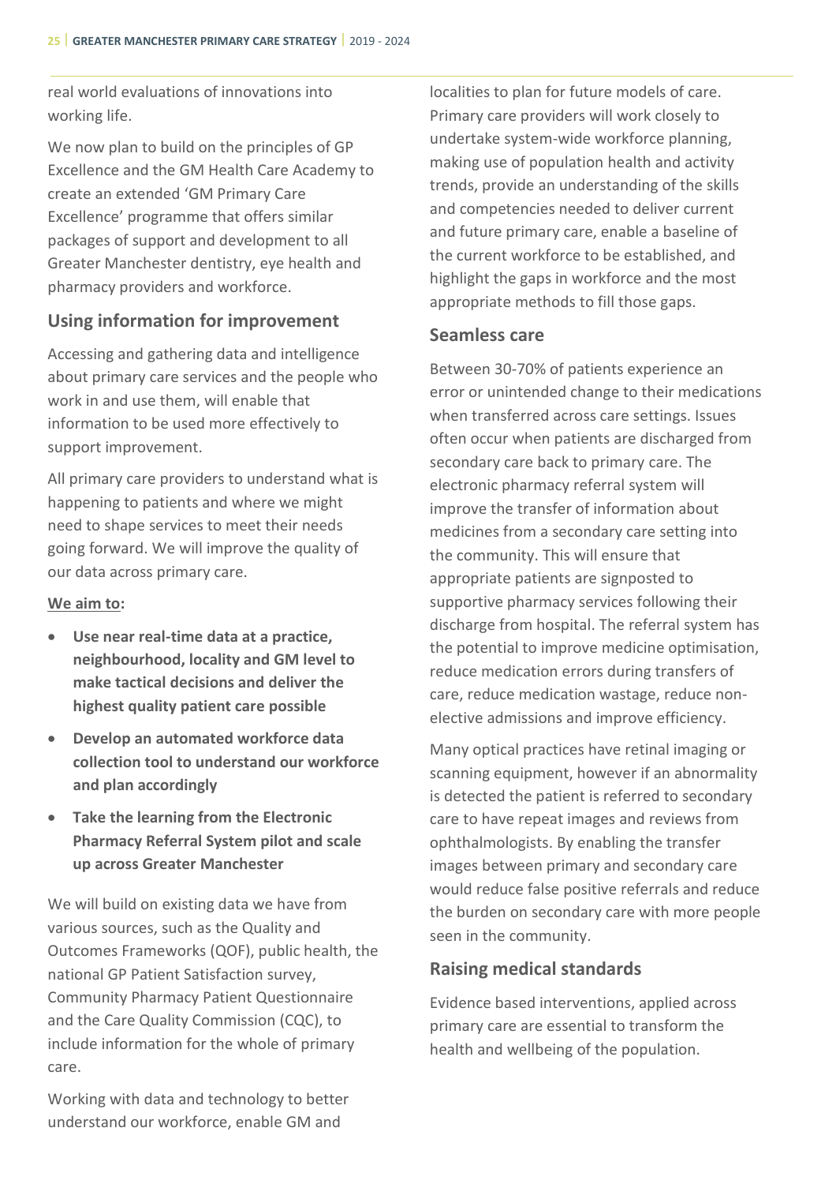real world evaluations of innovations into working life.

We now plan to build on the principles of GP Excellence and the GM Health Care Academy to create an extended 'GM Primary Care Excellence' programme that offers similar packages of support and development to all Greater Manchester dentistry, eye health and pharmacy providers and workforce.

## Using information for improvement

Accessing and gathering data and intelligence about primary care services and the people who work in and use them, will enable that information to be used more effectively to support improvement.

All primary care providers to understand what is happening to patients and where we might need to shape services to meet their needs going forward. We will improve the quality of our data across primary care.

**We aim to:**

- **Use near real-time data at a practice, neighbourhood, locality and GM level to make tactical decisions and deliver the highest quality patient care possible**
- **Develop an automated workforce data collection tool to understand our workforce and plan accordingly**
- **Take the learning from the Electronic Pharmacy Referral System pilot and scale up across Greater Manchester**

We will build on existing data we have from various sources, such as the Quality and Outcomes Frameworks (QOF), public health, the national GP Patient Satisfaction survey, Community Pharmacy Patient Questionnaire and the Care Quality Commission (CQC), to include information for the whole of primary care.

Working with data and technology to better understand our workforce, enable GM and localities to plan for future models of care. Primary care providers will work closely to undertake system-wide workforce planning, making use of population health and activity trends, provide an understanding of the skills and competencies needed to deliver current and future primary care, enable a baseline of the current workforce to be established, and highlight the gaps in workforce and the most appropriate methods to fill those gaps.

## Seamless care

Between 30-70% of patients experience an error or unintended change to their medications when transferred across care settings. Issues often occur when patients are discharged from secondary care back to primary care. The electronic pharmacy referral system will improve the transfer of information about medicines from a secondary care setting into the community. This will ensure that appropriate patients are signposted to supportive pharmacy services following their discharge from hospital. The referral system has the potential to improve medicine optimisation, reduce medication errors during transfers of care, reduce medication wastage, reduce non-elective admissions and improve efficiency.

Many optical practices have retinal imaging or scanning equipment, however if an abnormality is detected the patient is referred to secondary care to have repeat images and reviews from ophthalmologists. By enabling the transfer images between primary and secondary care would reduce false positive referrals and reduce the burden on secondary care with more people seen in the community.

## Raising medical standards

Evidence based interventions, applied across primary care are essential to transform the health and wellbeing of the population.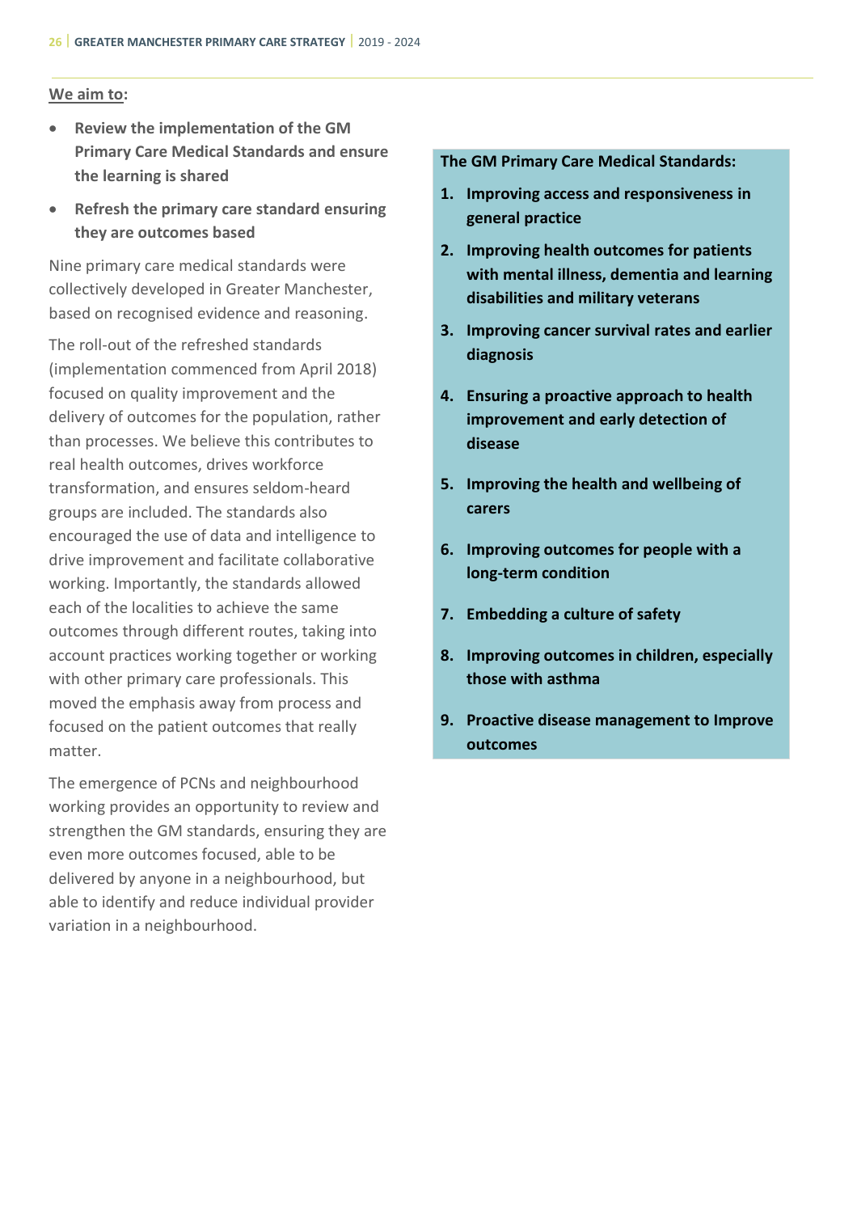<u>We aim to</u>:

- **Review the implementation of the GM Primary Care Medical Standards and ensure the learning is shared**
- **Refresh the primary care standard ensuring they are outcomes based**

Nine primary care medical standards were collectively developed in Greater Manchester, based on recognised evidence and reasoning.

The roll-out of the refreshed standards (implementation commenced from April 2018) focused on quality improvement and the delivery of outcomes for the population, rather than processes. We believe this contributes to real health outcomes, drives workforce transformation, and ensures seldom-heard groups are included. The standards also encouraged the use of data and intelligence to drive improvement and facilitate collaborative working. Importantly, the standards allowed each of the localities to achieve the same outcomes through different routes, taking into account practices working together or working with other primary care professionals. This moved the emphasis away from process and focused on the patient outcomes that really matter.

The emergence of PCNs and neighbourhood working provides an opportunity to review and strengthen the GM standards, ensuring they are even more outcomes focused, able to be delivered by anyone in a neighbourhood, but able to identify and reduce individual provider variation in a neighbourhood.

**The GM Primary Care Medical Standards:**

1. **Improving access and responsiveness in general practice**
2. **Improving health outcomes for patients with mental illness, dementia and learning disabilities and military veterans**
3. **Improving cancer survival rates and earlier diagnosis**
4. **Ensuring a proactive approach to health improvement and early detection of disease**
5. **Improving the health and wellbeing of carers**
6. **Improving outcomes for people with a long-term condition**
7. **Embedding a culture of safety**
8. **Improving outcomes in children, especially those with asthma**
9. **Proactive disease management to Improve outcomes**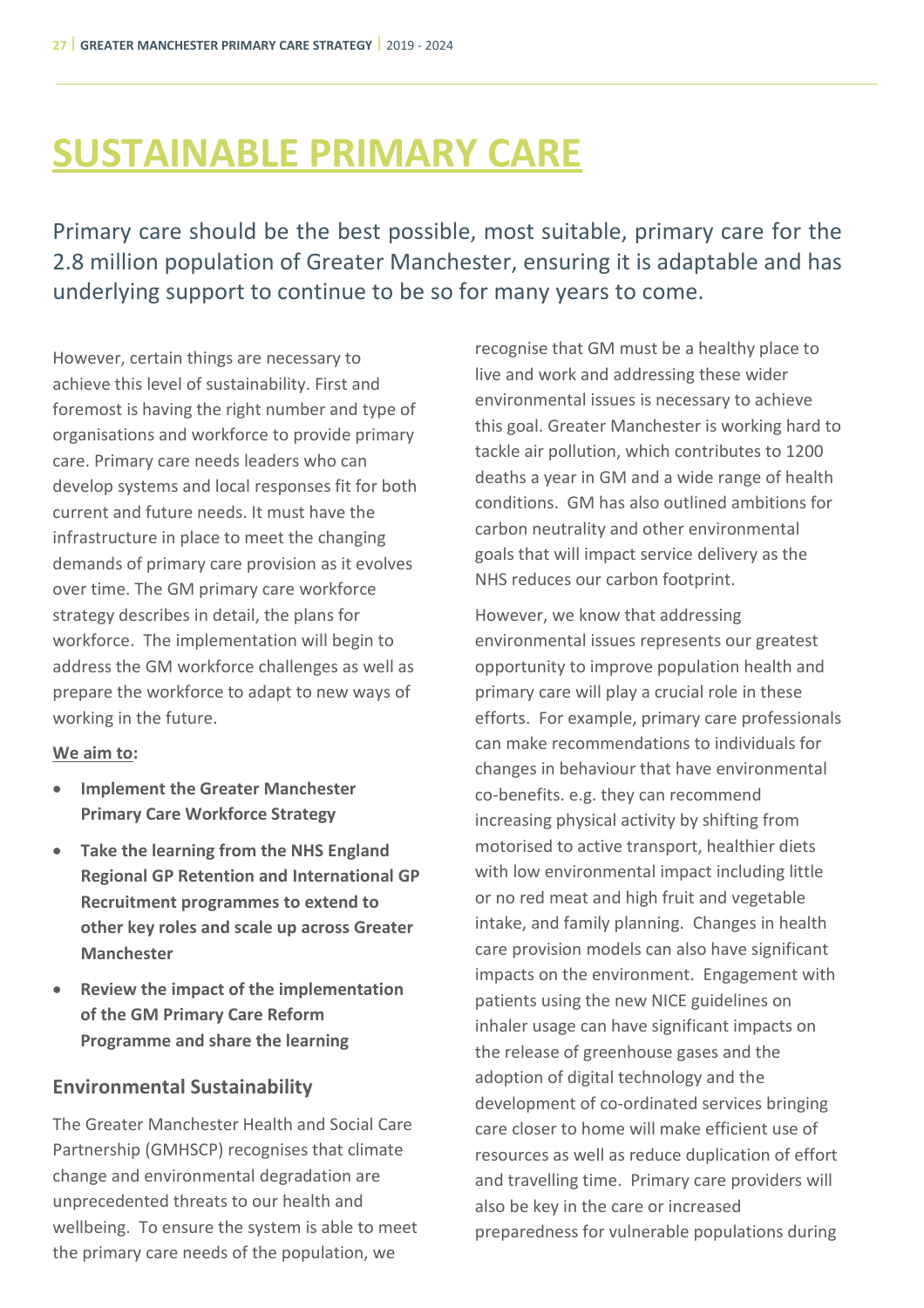# SUSTAINABLE PRIMARY CARE

Primary care should be the best possible, most suitable, primary care for the 2.8 million population of Greater Manchester, ensuring it is adaptable and has underlying support to continue to be so for many years to come.

However, certain things are necessary to achieve this level of sustainability. First and foremost is having the right number and type of organisations and workforce to provide primary care. Primary care needs leaders who can develop systems and local responses fit for both current and future needs. It must have the infrastructure in place to meet the changing demands of primary care provision as it evolves over time. The GM primary care workforce strategy describes in detail, the plans for workforce. The implementation will begin to address the GM workforce challenges as well as prepare the workforce to adapt to new ways of working in the future.

**We aim to:**

- **Implement the Greater Manchester Primary Care Workforce Strategy**
- **Take the learning from the NHS England Regional GP Retention and International GP Recruitment programmes to extend to other key roles and scale up across Greater Manchester**
- **Review the impact of the implementation of the GM Primary Care Reform Programme and share the learning**

## Environmental Sustainability

The Greater Manchester Health and Social Care Partnership (GMHSCP) recognises that climate change and environmental degradation are unprecedented threats to our health and wellbeing. To ensure the system is able to meet the primary care needs of the population, we recognise that GM must be a healthy place to live and work and addressing these wider environmental issues is necessary to achieve this goal. Greater Manchester is working hard to tackle air pollution, which contributes to 1200 deaths a year in GM and a wide range of health conditions. GM has also outlined ambitions for carbon neutrality and other environmental goals that will impact service delivery as the NHS reduces our carbon footprint.

However, we know that addressing environmental issues represents our greatest opportunity to improve population health and primary care will play a crucial role in these efforts. For example, primary care professionals can make recommendations to individuals for changes in behaviour that have environmental co-benefits. e.g. they can recommend increasing physical activity by shifting from motorised to active transport, healthier diets with low environmental impact including little or no red meat and high fruit and vegetable intake, and family planning. Changes in health care provision models can also have significant impacts on the environment. Engagement with patients using the new NICE guidelines on inhaler usage can have significant impacts on the release of greenhouse gases and the adoption of digital technology and the development of co-ordinated services bringing care closer to home will make efficient use of resources as well as reduce duplication of effort and travelling time. Primary care providers will also be key in the care or increased preparedness for vulnerable populations during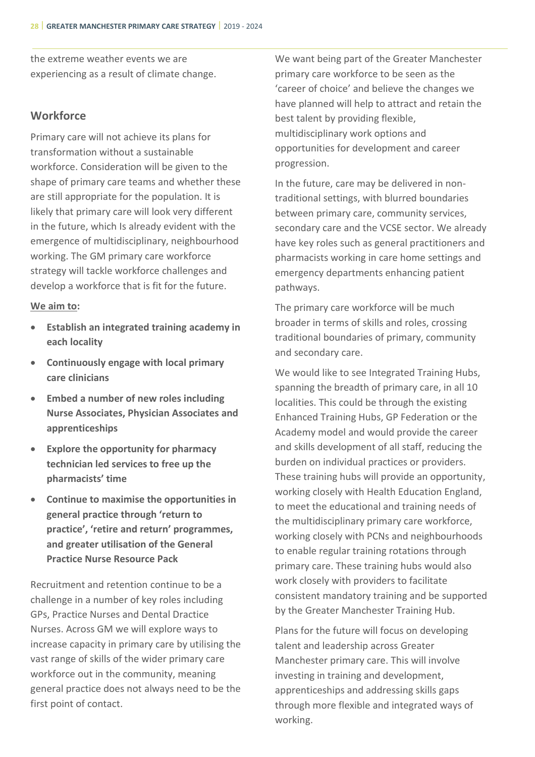the extreme weather events we are experiencing as a result of climate change.

## Workforce

Primary care will not achieve its plans for transformation without a sustainable workforce. Consideration will be given to the shape of primary care teams and whether these are still appropriate for the population. It is likely that primary care will look very different in the future, which Is already evident with the emergence of multidisciplinary, neighbourhood working. The GM primary care workforce strategy will tackle workforce challenges and develop a workforce that is fit for the future.

**We aim to:**

- **Establish an integrated training academy in each locality**
- **Continuously engage with local primary care clinicians**
- **Embed a number of new roles including Nurse Associates, Physician Associates and apprenticeships**
- **Explore the opportunity for pharmacy technician led services to free up the pharmacists' time**
- **Continue to maximise the opportunities in general practice through 'return to practice', 'retire and return' programmes, and greater utilisation of the General Practice Nurse Resource Pack**

Recruitment and retention continue to be a challenge in a number of key roles including GPs, Practice Nurses and Dental Dractice Nurses. Across GM we will explore ways to increase capacity in primary care by utilising the vast range of skills of the wider primary care workforce out in the community, meaning general practice does not always need to be the first point of contact.

We want being part of the Greater Manchester primary care workforce to be seen as the 'career of choice' and believe the changes we have planned will help to attract and retain the best talent by providing flexible, multidisciplinary work options and opportunities for development and career progression.

In the future, care may be delivered in non-traditional settings, with blurred boundaries between primary care, community services, secondary care and the VCSE sector. We already have key roles such as general practitioners and pharmacists working in care home settings and emergency departments enhancing patient pathways.

The primary care workforce will be much broader in terms of skills and roles, crossing traditional boundaries of primary, community and secondary care.

We would like to see Integrated Training Hubs, spanning the breadth of primary care, in all 10 localities. This could be through the existing Enhanced Training Hubs, GP Federation or the Academy model and would provide the career and skills development of all staff, reducing the burden on individual practices or providers. These training hubs will provide an opportunity, working closely with Health Education England, to meet the educational and training needs of the multidisciplinary primary care workforce, working closely with PCNs and neighbourhoods to enable regular training rotations through primary care. These training hubs would also work closely with providers to facilitate consistent mandatory training and be supported by the Greater Manchester Training Hub.

Plans for the future will focus on developing talent and leadership across Greater Manchester primary care. This will involve investing in training and development, apprenticeships and addressing skills gaps through more flexible and integrated ways of working.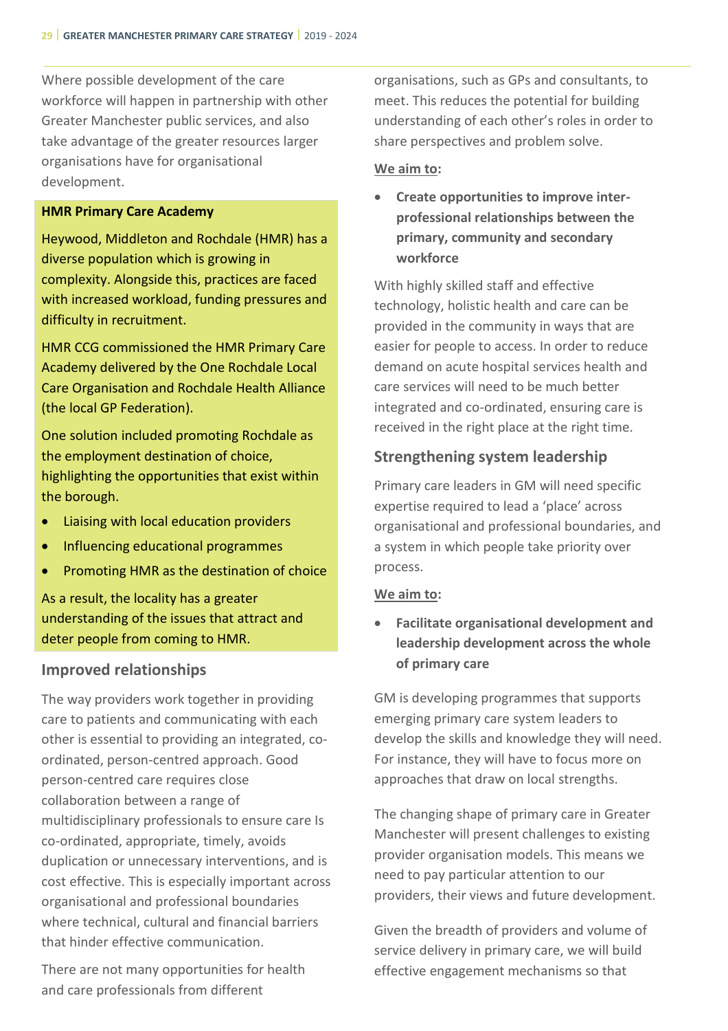Where possible development of the care workforce will happen in partnership with other Greater Manchester public services, and also take advantage of the greater resources larger organisations have for organisational development.

**HMR Primary Care Academy**

Heywood, Middleton and Rochdale (HMR) has a diverse population which is growing in complexity. Alongside this, practices are faced with increased workload, funding pressures and difficulty in recruitment.

HMR CCG commissioned the HMR Primary Care Academy delivered by the One Rochdale Local Care Organisation and Rochdale Health Alliance (the local GP Federation).

One solution included promoting Rochdale as the employment destination of choice, highlighting the opportunities that exist within the borough.

- Liaising with local education providers
- Influencing educational programmes
- Promoting HMR as the destination of choice

As a result, the locality has a greater understanding of the issues that attract and deter people from coming to HMR.

## Improved relationships

The way providers work together in providing care to patients and communicating with each other is essential to providing an integrated, co-ordinated, person-centred approach. Good person-centred care requires close collaboration between a range of multidisciplinary professionals to ensure care Is co-ordinated, appropriate, timely, avoids duplication or unnecessary interventions, and is cost effective. This is especially important across organisational and professional boundaries where technical, cultural and financial barriers that hinder effective communication.

There are not many opportunities for health and care professionals from different organisations, such as GPs and consultants, to meet. This reduces the potential for building understanding of each other's roles in order to share perspectives and problem solve.

**We aim to:**

- **Create opportunities to improve inter-professional relationships between the primary, community and secondary workforce**

With highly skilled staff and effective technology, holistic health and care can be provided in the community in ways that are easier for people to access. In order to reduce demand on acute hospital services health and care services will need to be much better integrated and co-ordinated, ensuring care is received in the right place at the right time.

## Strengthening system leadership

Primary care leaders in GM will need specific expertise required to lead a 'place' across organisational and professional boundaries, and a system in which people take priority over process.

**We aim to:**

- **Facilitate organisational development and leadership development across the whole of primary care**

GM is developing programmes that supports emerging primary care system leaders to develop the skills and knowledge they will need. For instance, they will have to focus more on approaches that draw on local strengths.

The changing shape of primary care in Greater Manchester will present challenges to existing provider organisation models. This means we need to pay particular attention to our providers, their views and future development.

Given the breadth of providers and volume of service delivery in primary care, we will build effective engagement mechanisms so that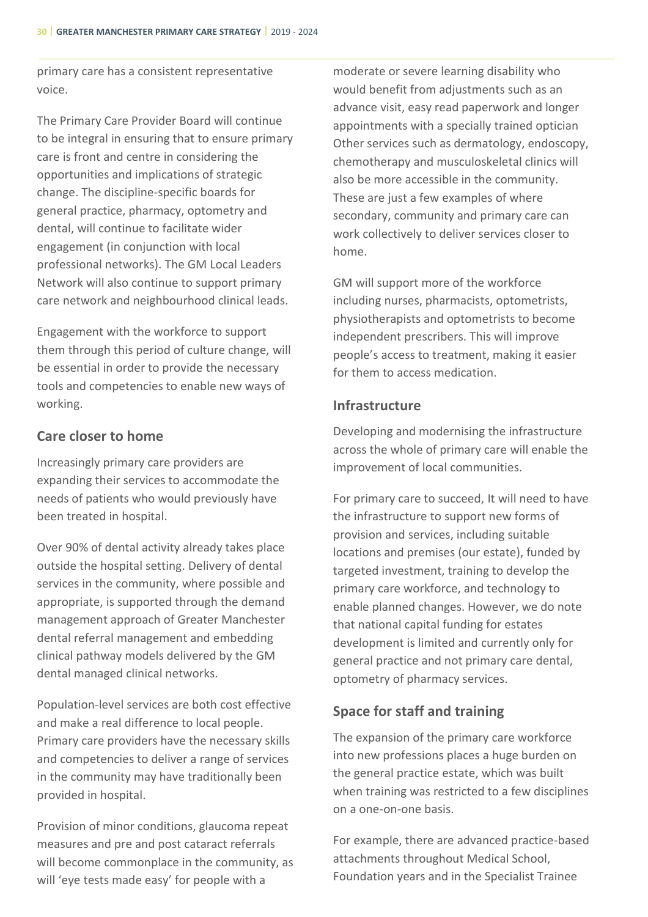primary care has a consistent representative voice.

The Primary Care Provider Board will continue to be integral in ensuring that to ensure primary care is front and centre in considering the opportunities and implications of strategic change. The discipline-specific boards for general practice, pharmacy, optometry and dental, will continue to facilitate wider engagement (in conjunction with local professional networks). The GM Local Leaders Network will also continue to support primary care network and neighbourhood clinical leads.

Engagement with the workforce to support them through this period of culture change, will be essential in order to provide the necessary tools and competencies to enable new ways of working.

### Care closer to home

Increasingly primary care providers are expanding their services to accommodate the needs of patients who would previously have been treated in hospital.

Over 90% of dental activity already takes place outside the hospital setting. Delivery of dental services in the community, where possible and appropriate, is supported through the demand management approach of Greater Manchester dental referral management and embedding clinical pathway models delivered by the GM dental managed clinical networks.

Population-level services are both cost effective and make a real difference to local people. Primary care providers have the necessary skills and competencies to deliver a range of services in the community may have traditionally been provided in hospital.

Provision of minor conditions, glaucoma repeat measures and pre and post cataract referrals will become commonplace in the community, as will 'eye tests made easy' for people with a moderate or severe learning disability who would benefit from adjustments such as an advance visit, easy read paperwork and longer appointments with a specially trained optician Other services such as dermatology, endoscopy, chemotherapy and musculoskeletal clinics will also be more accessible in the community. These are just a few examples of where secondary, community and primary care can work collectively to deliver services closer to home.

GM will support more of the workforce including nurses, pharmacists, optometrists, physiotherapists and optometrists to become independent prescribers. This will improve people's access to treatment, making it easier for them to access medication.

### Infrastructure

Developing and modernising the infrastructure across the whole of primary care will enable the improvement of local communities.

For primary care to succeed, It will need to have the infrastructure to support new forms of provision and services, including suitable locations and premises (our estate), funded by targeted investment, training to develop the primary care workforce, and technology to enable planned changes. However, we do note that national capital funding for estates development is limited and currently only for general practice and not primary care dental, optometry of pharmacy services.

### Space for staff and training

The expansion of the primary care workforce into new professions places a huge burden on the general practice estate, which was built when training was restricted to a few disciplines on a one-on-one basis.

For example, there are advanced practice-based attachments throughout Medical School, Foundation years and in the Specialist Trainee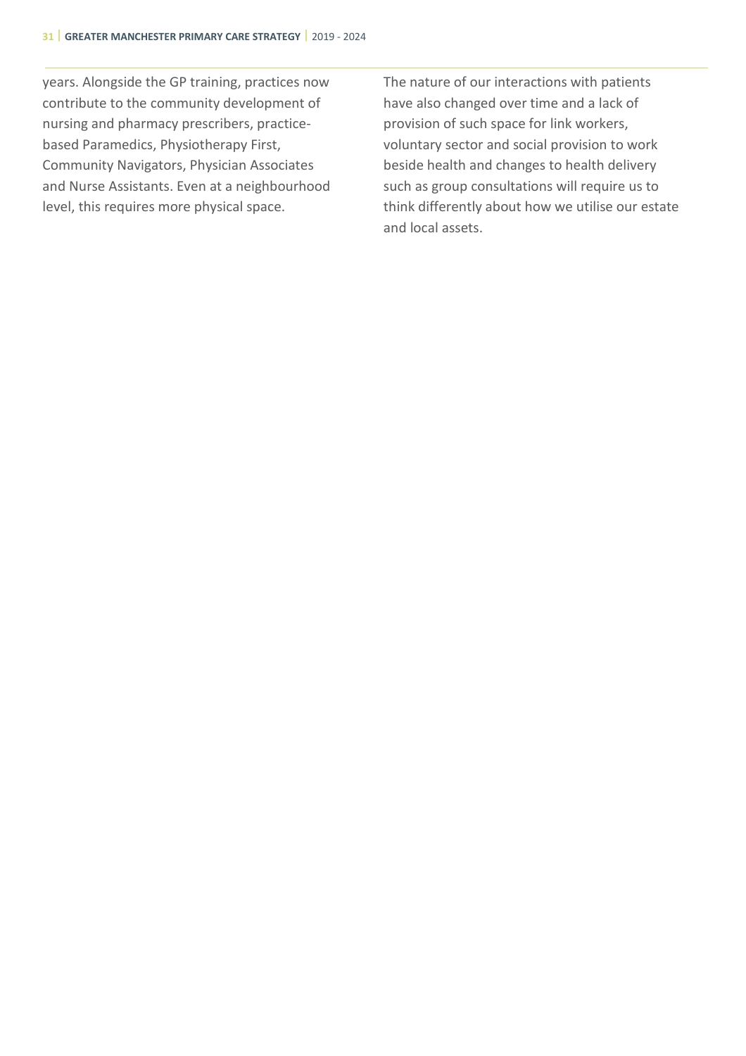years. Alongside the GP training, practices now contribute to the community development of nursing and pharmacy prescribers, practice-based Paramedics, Physiotherapy First, Community Navigators, Physician Associates and Nurse Assistants. Even at a neighbourhood level, this requires more physical space.

The nature of our interactions with patients have also changed over time and a lack of provision of such space for link workers, voluntary sector and social provision to work beside health and changes to health delivery such as group consultations will require us to think differently about how we utilise our estate and local assets.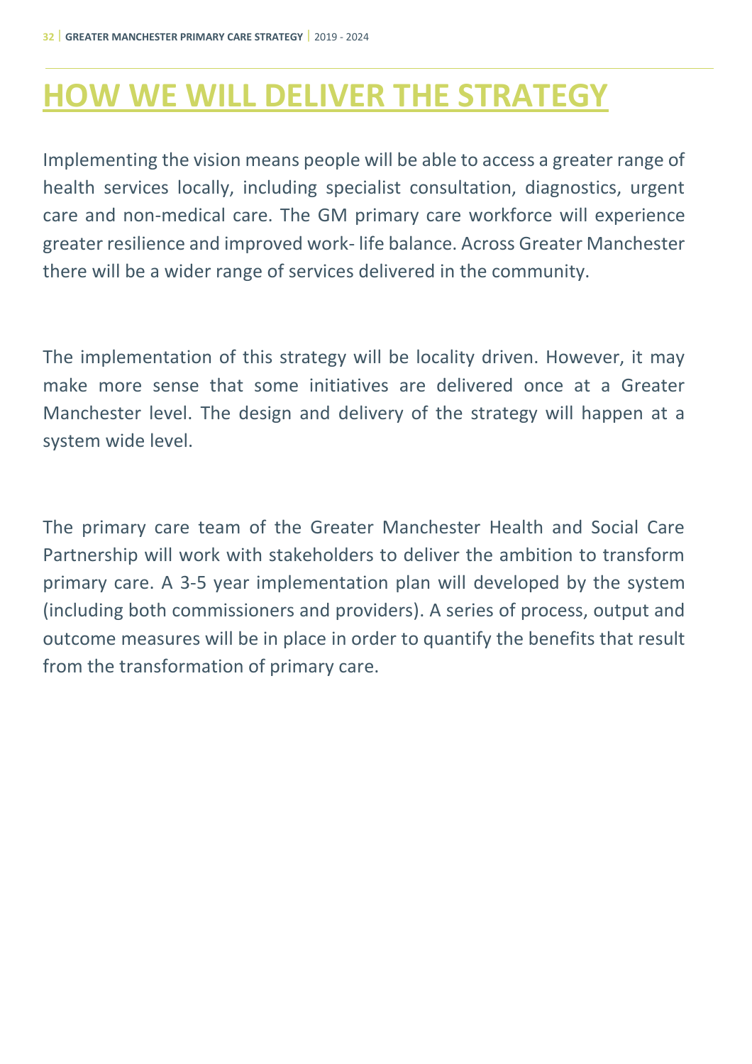# HOW WE WILL DELIVER THE STRATEGY

Implementing the vision means people will be able to access a greater range of health services locally, including specialist consultation, diagnostics, urgent care and non-medical care. The GM primary care workforce will experience greater resilience and improved work- life balance. Across Greater Manchester there will be a wider range of services delivered in the community.

The implementation of this strategy will be locality driven. However, it may make more sense that some initiatives are delivered once at a Greater Manchester level. The design and delivery of the strategy will happen at a system wide level.

The primary care team of the Greater Manchester Health and Social Care Partnership will work with stakeholders to deliver the ambition to transform primary care. A 3-5 year implementation plan will developed by the system (including both commissioners and providers). A series of process, output and outcome measures will be in place in order to quantify the benefits that result from the transformation of primary care.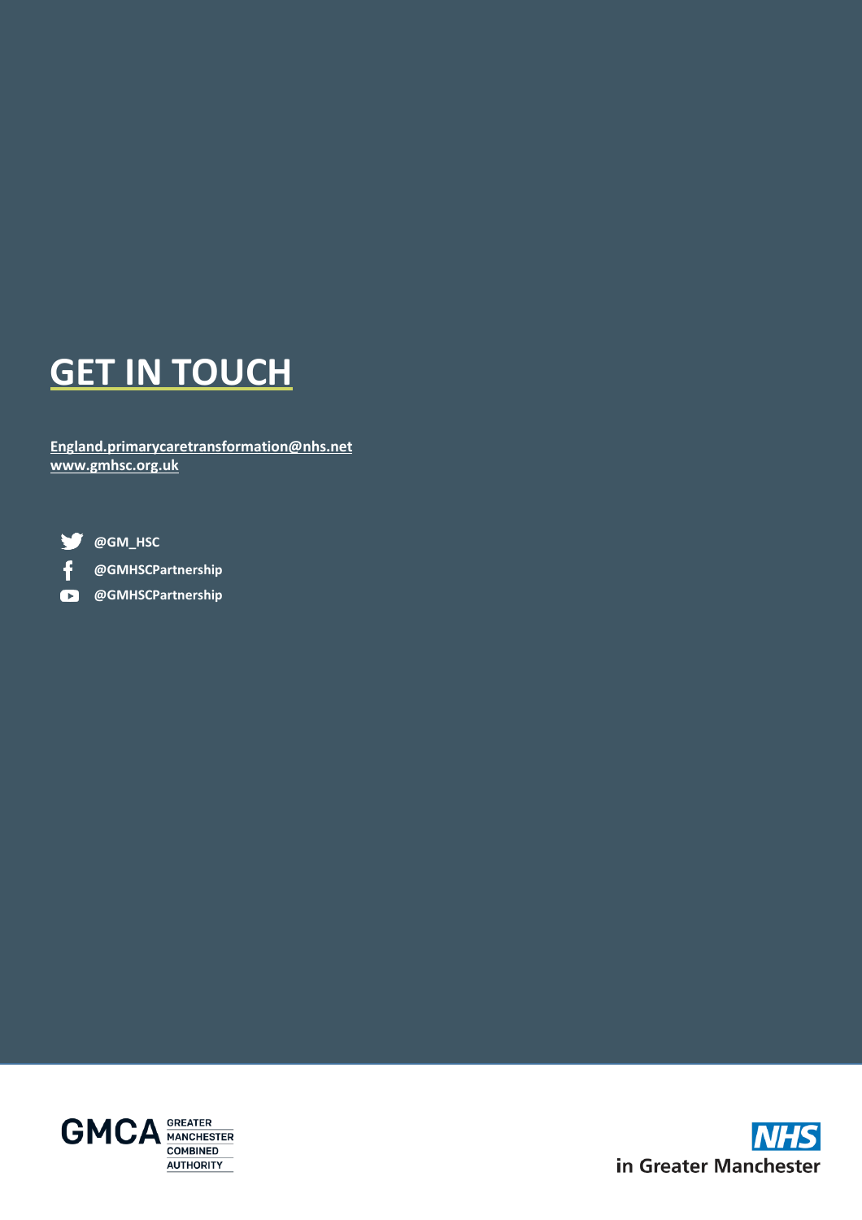# GET IN TOUCH

England.primarycaretransformation@nhs.net
www.gmhsc.org.uk

@GM_HSC

@GMHSCPartnership

@GMHSCPartnership

GMCA GREATER MANCHESTER COMBINED AUTHORITY

NHS in Greater Manchester